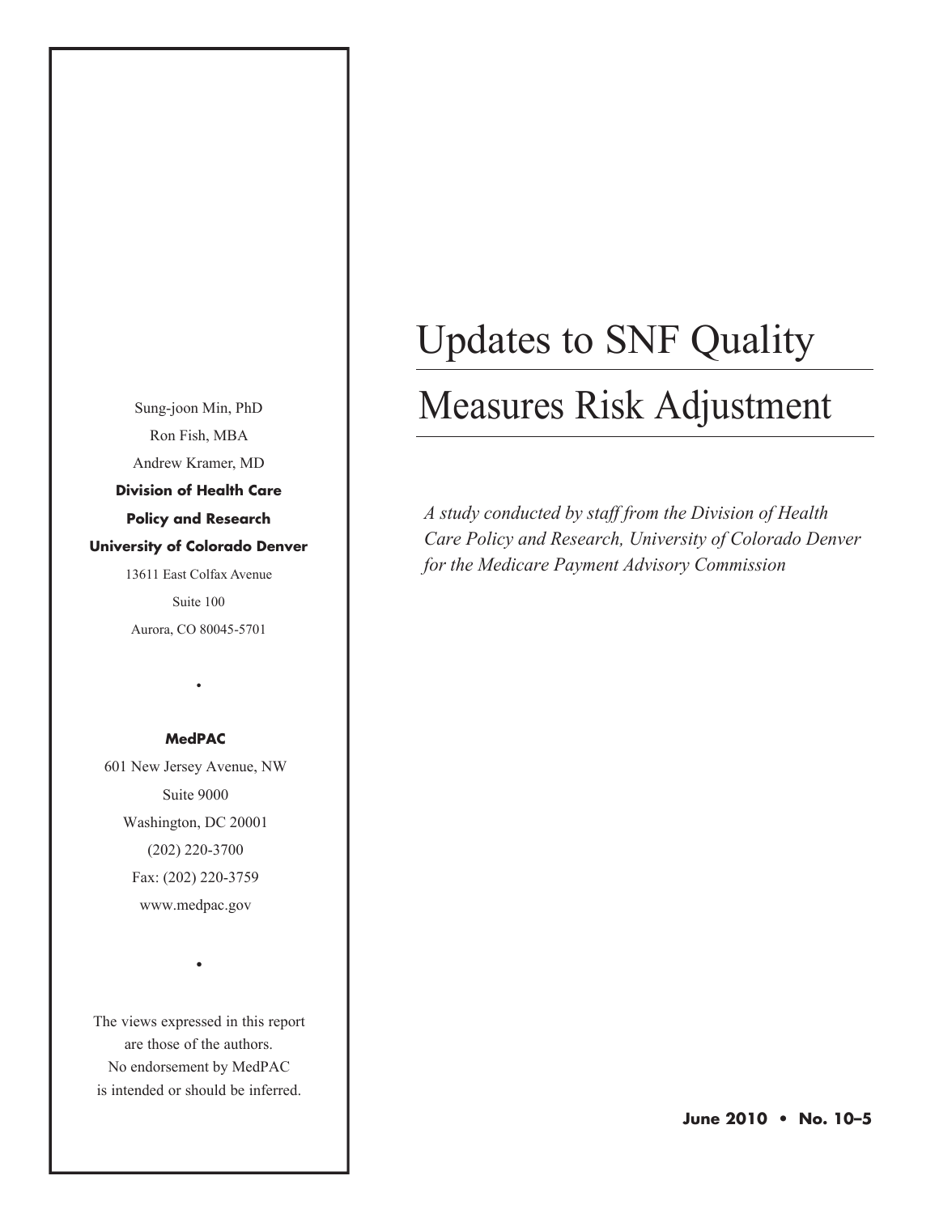# Updates to SNF Quality Measures Risk Adjustment

*A study conducted by staff from the Division of Health Care Policy and Research, University of Colorado Denver for the Medicare Payment Advisory Commission*

Sung-joon Min, PhD
Ron Fish, MBA
Andrew Kramer, MD
**Division of Health Care Policy and Research**
**University of Colorado Denver**
13611 East Colfax Avenue
Suite 100
Aurora, CO 80045-5701

•

**MedPAC**
601 New Jersey Avenue, NW
Suite 9000
Washington, DC 20001
(202) 220-3700
Fax: (202) 220-3759
www.medpac.gov

•

The views expressed in this report are those of the authors. No endorsement by MedPAC is intended or should be inferred.

**June 2010 • No. 10–5**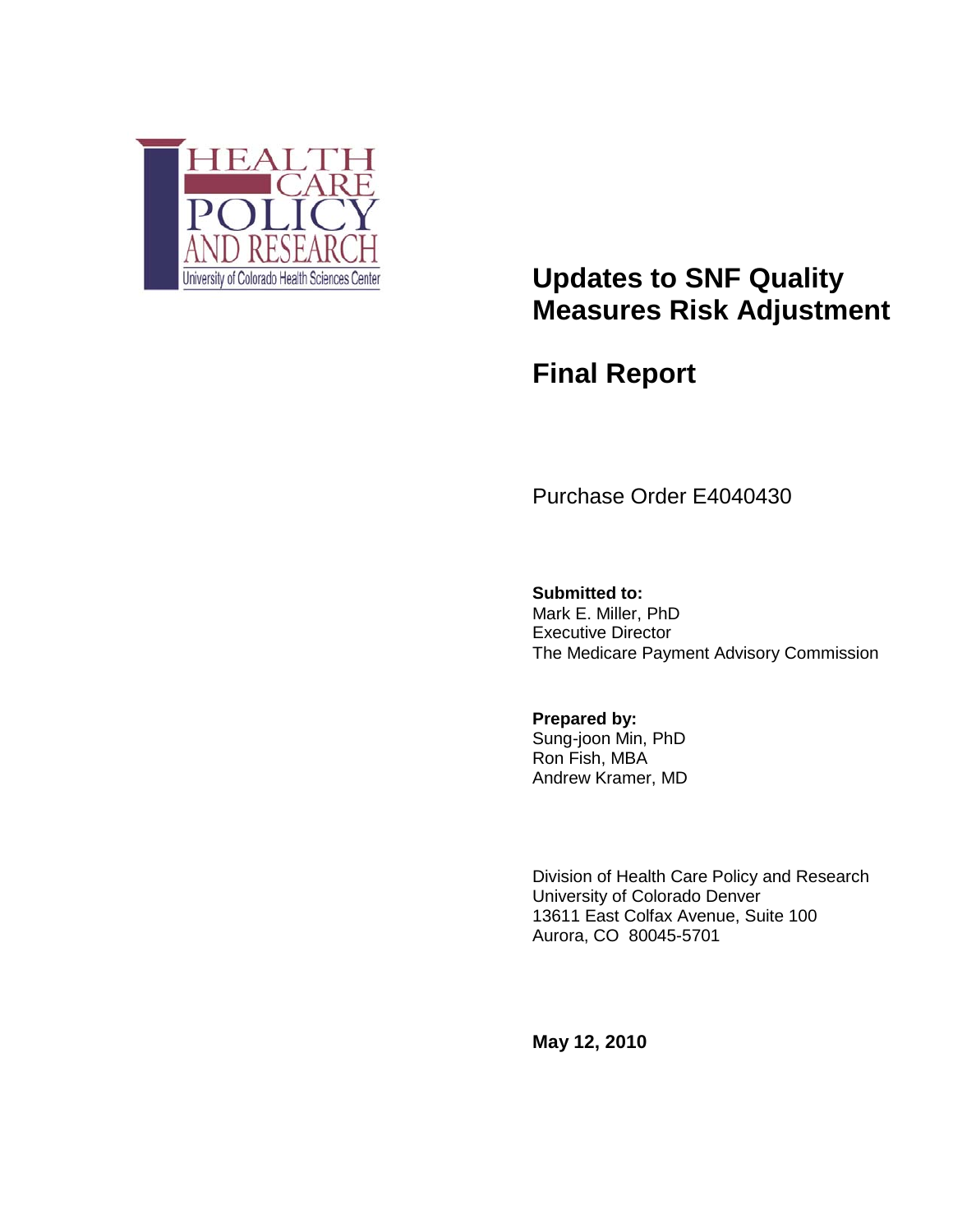HEALTH CARE POLICY AND RESEARCH

University of Colorado Health Sciences Center

# Updates to SNF Quality Measures Risk Adjustment

# Final Report

Purchase Order E4040430

**Submitted to:**
Mark E. Miller, PhD
Executive Director
The Medicare Payment Advisory Commission

**Prepared by:**
Sung-joon Min, PhD
Ron Fish, MBA
Andrew Kramer, MD

Division of Health Care Policy and Research
University of Colorado Denver
13611 East Colfax Avenue, Suite 100
Aurora, CO 80045-5701

**May 12, 2010**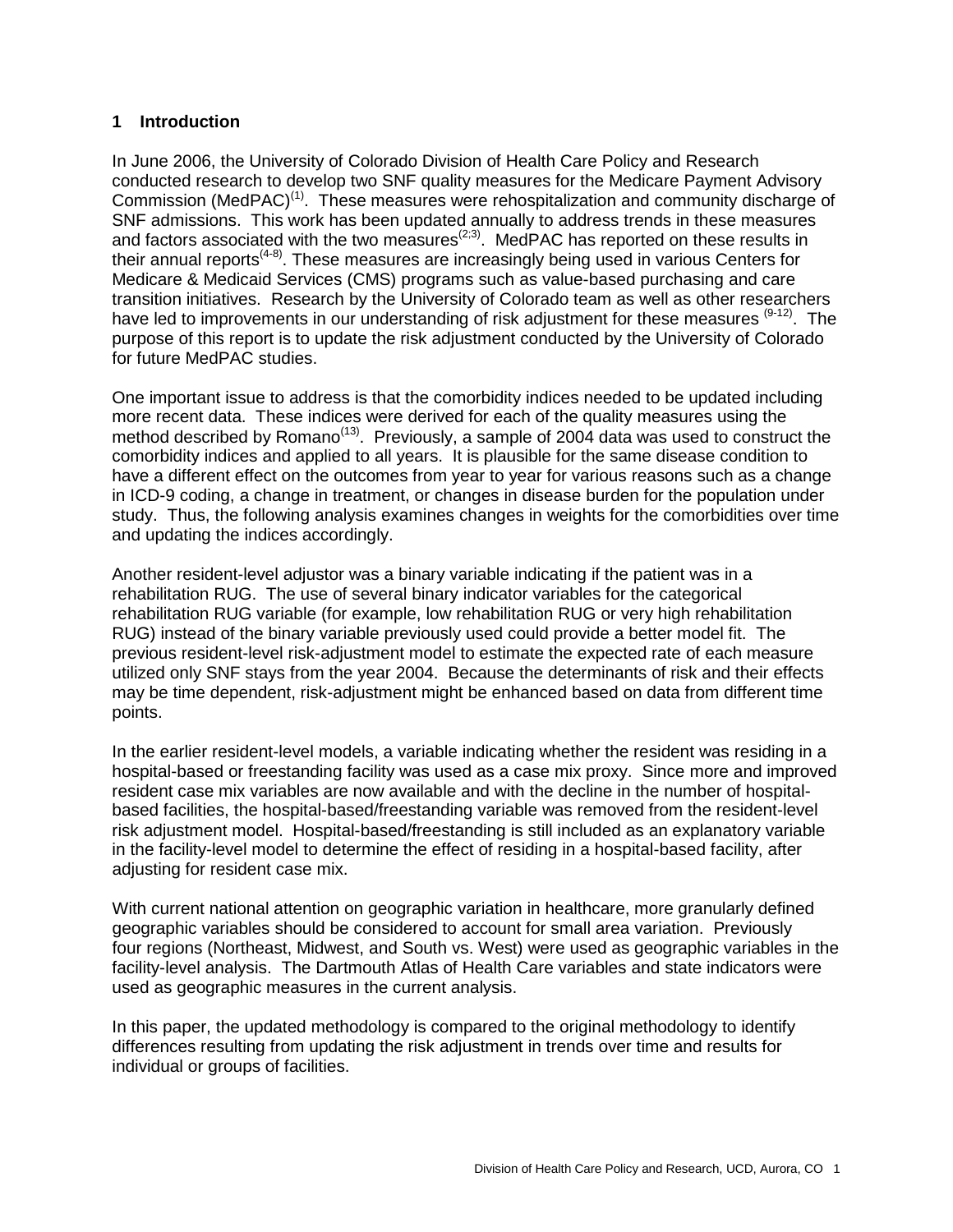# 1 Introduction

In June 2006, the University of Colorado Division of Health Care Policy and Research conducted research to develop two SNF quality measures for the Medicare Payment Advisory Commission (MedPAC)[1]. These measures were rehospitalization and community discharge of SNF admissions. This work has been updated annually to address trends in these measures and factors associated with the two measures[2;3]. MedPAC has reported on these results in their annual reports[4-8]. These measures are increasingly being used in various Centers for Medicare & Medicaid Services (CMS) programs such as value-based purchasing and care transition initiatives. Research by the University of Colorado team as well as other researchers have led to improvements in our understanding of risk adjustment for these measures [9-12]. The purpose of this report is to update the risk adjustment conducted by the University of Colorado for future MedPAC studies.

One important issue to address is that the comorbidity indices needed to be updated including more recent data. These indices were derived for each of the quality measures using the method described by Romano[13]. Previously, a sample of 2004 data was used to construct the comorbidity indices and applied to all years. It is plausible for the same disease condition to have a different effect on the outcomes from year to year for various reasons such as a change in ICD-9 coding, a change in treatment, or changes in disease burden for the population under study. Thus, the following analysis examines changes in weights for the comorbidities over time and updating the indices accordingly.

Another resident-level adjustor was a binary variable indicating if the patient was in a rehabilitation RUG. The use of several binary indicator variables for the categorical rehabilitation RUG variable (for example, low rehabilitation RUG or very high rehabilitation RUG) instead of the binary variable previously used could provide a better model fit. The previous resident-level risk-adjustment model to estimate the expected rate of each measure utilized only SNF stays from the year 2004. Because the determinants of risk and their effects may be time dependent, risk-adjustment might be enhanced based on data from different time points.

In the earlier resident-level models, a variable indicating whether the resident was residing in a hospital-based or freestanding facility was used as a case mix proxy. Since more and improved resident case mix variables are now available and with the decline in the number of hospital-based facilities, the hospital-based/freestanding variable was removed from the resident-level risk adjustment model. Hospital-based/freestanding is still included as an explanatory variable in the facility-level model to determine the effect of residing in a hospital-based facility, after adjusting for resident case mix.

With current national attention on geographic variation in healthcare, more granularly defined geographic variables should be considered to account for small area variation. Previously four regions (Northeast, Midwest, and South vs. West) were used as geographic variables in the facility-level analysis. The Dartmouth Atlas of Health Care variables and state indicators were used as geographic measures in the current analysis.

In this paper, the updated methodology is compared to the original methodology to identify differences resulting from updating the risk adjustment in trends over time and results for individual or groups of facilities.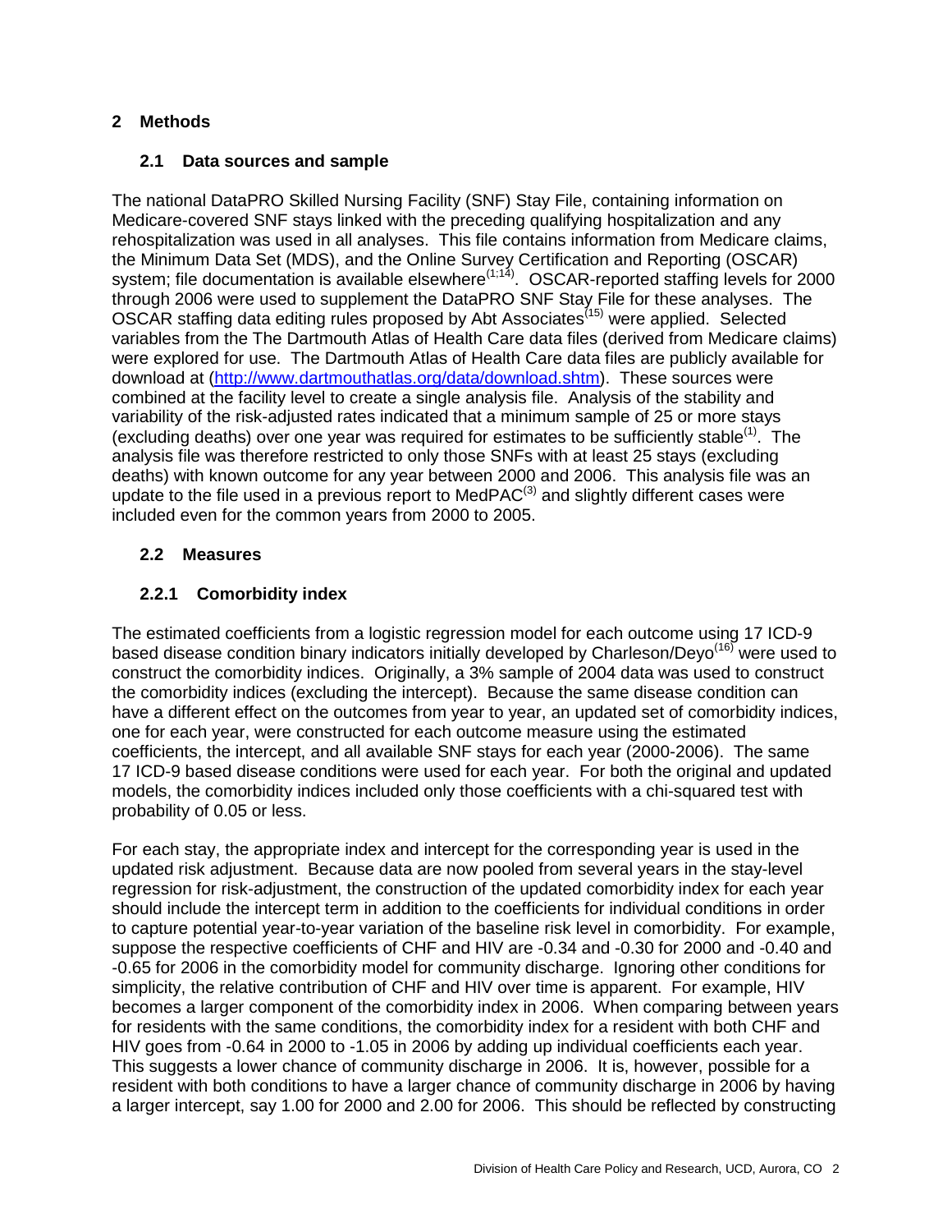## 2 Methods

### 2.1 Data sources and sample

The national DataPRO Skilled Nursing Facility (SNF) Stay File, containing information on Medicare-covered SNF stays linked with the preceding qualifying hospitalization and any rehospitalization was used in all analyses. This file contains information from Medicare claims, the Minimum Data Set (MDS), and the Online Survey Certification and Reporting (OSCAR) system; file documentation is available elsewhere[1;14]. OSCAR-reported staffing levels for 2000 through 2006 were used to supplement the DataPRO SNF Stay File for these analyses. The OSCAR staffing data editing rules proposed by Abt Associates[15] were applied. Selected variables from the The Dartmouth Atlas of Health Care data files (derived from Medicare claims) were explored for use. The Dartmouth Atlas of Health Care data files are publicly available for download at (http://www.dartmouthatlas.org/data/download.shtm). These sources were combined at the facility level to create a single analysis file. Analysis of the stability and variability of the risk-adjusted rates indicated that a minimum sample of 25 or more stays (excluding deaths) over one year was required for estimates to be sufficiently stable[1]. The analysis file was therefore restricted to only those SNFs with at least 25 stays (excluding deaths) with known outcome for any year between 2000 and 2006. This analysis file was an update to the file used in a previous report to MedPAC[3] and slightly different cases were included even for the common years from 2000 to 2005.

### 2.2 Measures

#### 2.2.1 Comorbidity index

The estimated coefficients from a logistic regression model for each outcome using 17 ICD-9 based disease condition binary indicators initially developed by Charleson/Deyo[16] were used to construct the comorbidity indices. Originally, a 3% sample of 2004 data was used to construct the comorbidity indices (excluding the intercept). Because the same disease condition can have a different effect on the outcomes from year to year, an updated set of comorbidity indices, one for each year, were constructed for each outcome measure using the estimated coefficients, the intercept, and all available SNF stays for each year (2000-2006). The same 17 ICD-9 based disease conditions were used for each year. For both the original and updated models, the comorbidity indices included only those coefficients with a chi-squared test with probability of 0.05 or less.

For each stay, the appropriate index and intercept for the corresponding year is used in the updated risk adjustment. Because data are now pooled from several years in the stay-level regression for risk-adjustment, the construction of the updated comorbidity index for each year should include the intercept term in addition to the coefficients for individual conditions in order to capture potential year-to-year variation of the baseline risk level in comorbidity. For example, suppose the respective coefficients of CHF and HIV are -0.34 and -0.30 for 2000 and -0.40 and -0.65 for 2006 in the comorbidity model for community discharge. Ignoring other conditions for simplicity, the relative contribution of CHF and HIV over time is apparent. For example, HIV becomes a larger component of the comorbidity index in 2006. When comparing between years for residents with the same conditions, the comorbidity index for a resident with both CHF and HIV goes from -0.64 in 2000 to -1.05 in 2006 by adding up individual coefficients each year. This suggests a lower chance of community discharge in 2006. It is, however, possible for a resident with both conditions to have a larger chance of community discharge in 2006 by having a larger intercept, say 1.00 for 2000 and 2.00 for 2006. This should be reflected by constructing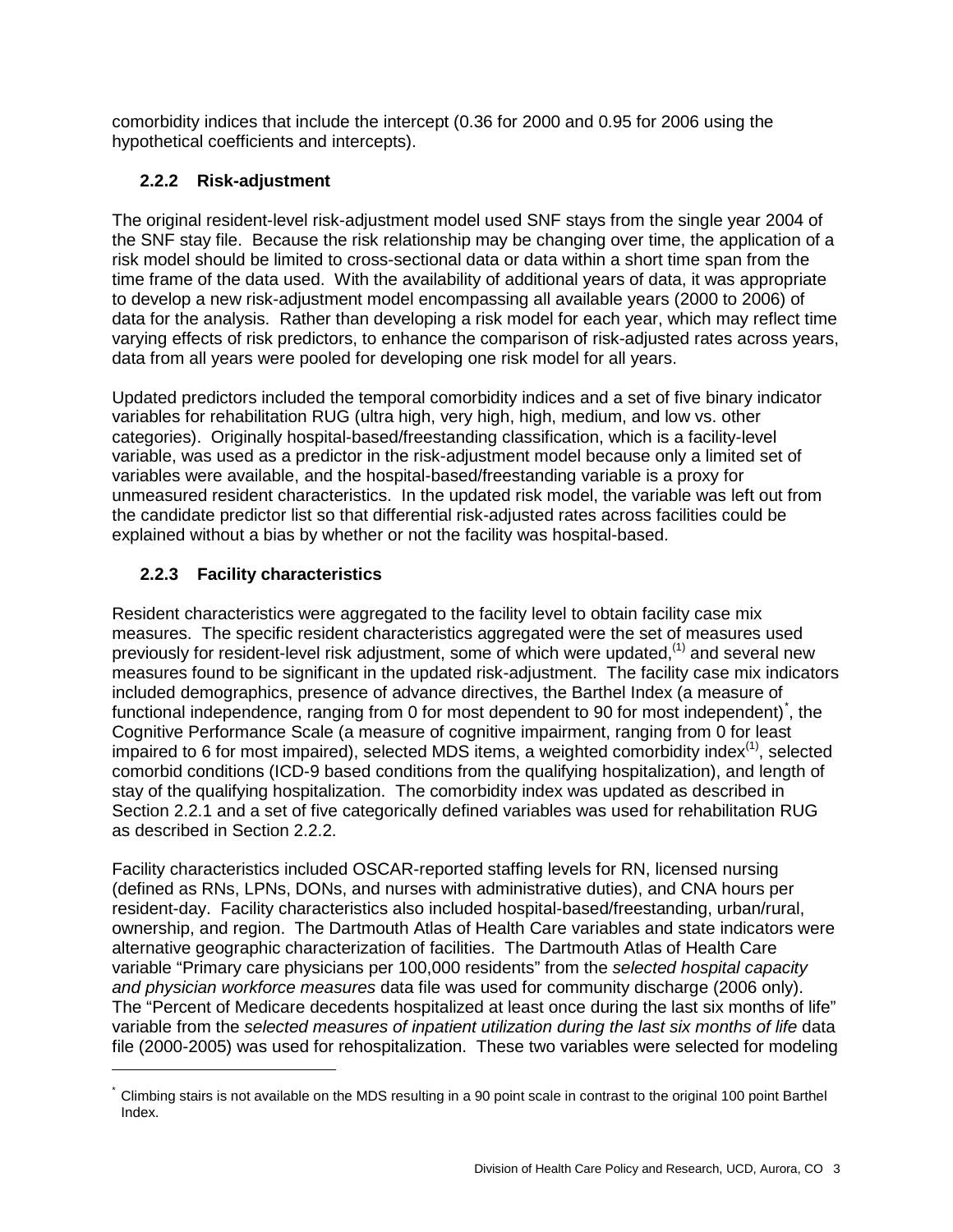comorbidity indices that include the intercept (0.36 for 2000 and 0.95 for 2006 using the hypothetical coefficients and intercepts).

### 2.2.2 Risk-adjustment

The original resident-level risk-adjustment model used SNF stays from the single year 2004 of the SNF stay file. Because the risk relationship may be changing over time, the application of a risk model should be limited to cross-sectional data or data within a short time span from the time frame of the data used. With the availability of additional years of data, it was appropriate to develop a new risk-adjustment model encompassing all available years (2000 to 2006) of data for the analysis. Rather than developing a risk model for each year, which may reflect time varying effects of risk predictors, to enhance the comparison of risk-adjusted rates across years, data from all years were pooled for developing one risk model for all years.

Updated predictors included the temporal comorbidity indices and a set of five binary indicator variables for rehabilitation RUG (ultra high, very high, high, medium, and low vs. other categories). Originally hospital-based/freestanding classification, which is a facility-level variable, was used as a predictor in the risk-adjustment model because only a limited set of variables were available, and the hospital-based/freestanding variable is a proxy for unmeasured resident characteristics. In the updated risk model, the variable was left out from the candidate predictor list so that differential risk-adjusted rates across facilities could be explained without a bias by whether or not the facility was hospital-based.

### 2.2.3 Facility characteristics

Resident characteristics were aggregated to the facility level to obtain facility case mix measures. The specific resident characteristics aggregated were the set of measures used previously for resident-level risk adjustment, some of which were updated,[(1)] and several new measures found to be significant in the updated risk-adjustment. The facility case mix indicators included demographics, presence of advance directives, the Barthel Index (a measure of functional independence, ranging from 0 for most dependent to 90 for most independent)[*], the Cognitive Performance Scale (a measure of cognitive impairment, ranging from 0 for least impaired to 6 for most impaired), selected MDS items, a weighted comorbidity index[(1)], selected comorbid conditions (ICD-9 based conditions from the qualifying hospitalization), and length of stay of the qualifying hospitalization. The comorbidity index was updated as described in Section 2.2.1 and a set of five categorically defined variables was used for rehabilitation RUG as described in Section 2.2.2.

Facility characteristics included OSCAR-reported staffing levels for RN, licensed nursing (defined as RNs, LPNs, DONs, and nurses with administrative duties), and CNA hours per resident-day. Facility characteristics also included hospital-based/freestanding, urban/rural, ownership, and region. The Dartmouth Atlas of Health Care variables and state indicators were alternative geographic characterization of facilities. The Dartmouth Atlas of Health Care variable "Primary care physicians per 100,000 residents" from the *selected hospital capacity and physician workforce measures* data file was used for community discharge (2006 only). The "Percent of Medicare decedents hospitalized at least once during the last six months of life" variable from the *selected measures of inpatient utilization during the last six months of life* data file (2000-2005) was used for rehospitalization. These two variables were selected for modeling

---

[*] Climbing stairs is not available on the MDS resulting in a 90 point scale in contrast to the original 100 point Barthel Index.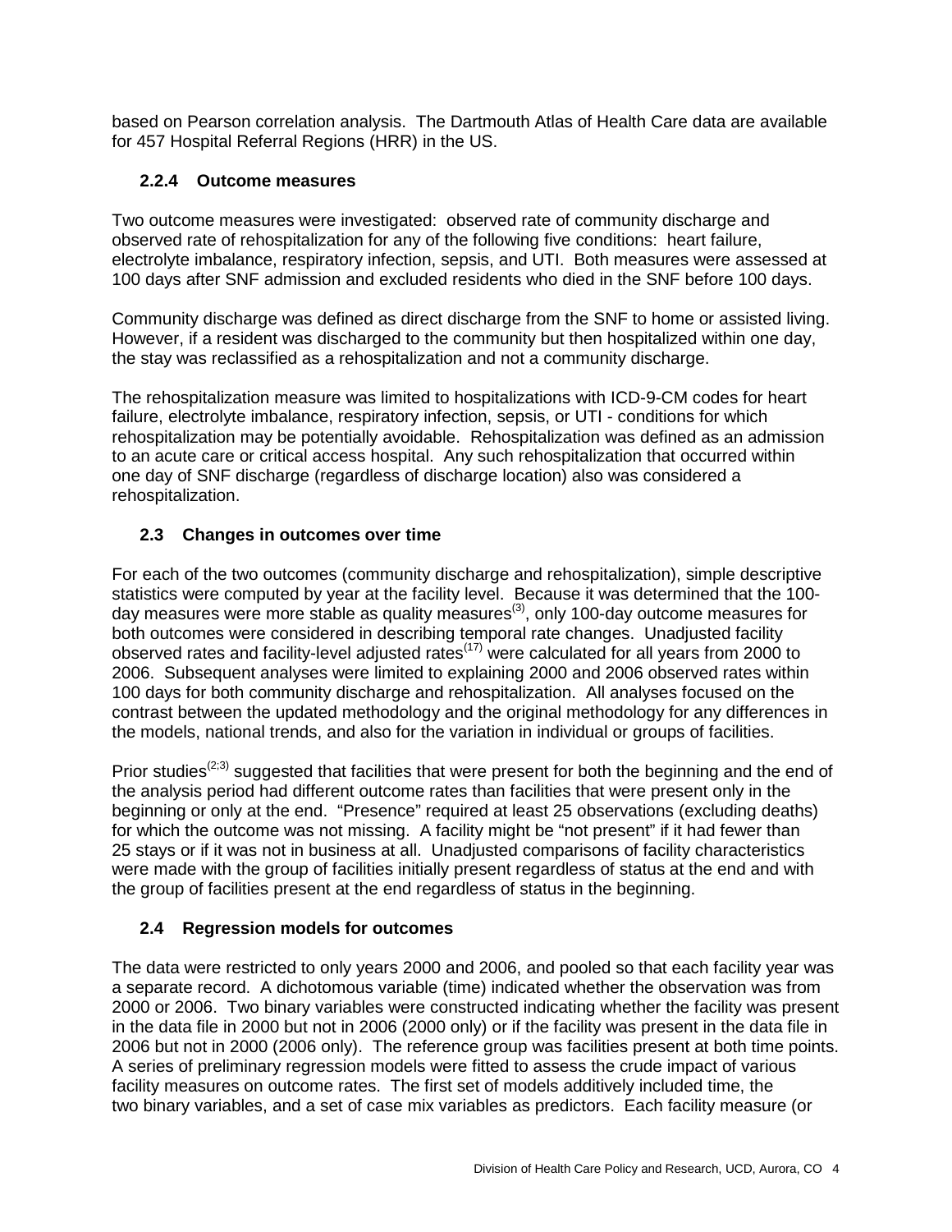based on Pearson correlation analysis. The Dartmouth Atlas of Health Care data are available for 457 Hospital Referral Regions (HRR) in the US.

### 2.2.4 Outcome measures

Two outcome measures were investigated: observed rate of community discharge and observed rate of rehospitalization for any of the following five conditions: heart failure, electrolyte imbalance, respiratory infection, sepsis, and UTI. Both measures were assessed at 100 days after SNF admission and excluded residents who died in the SNF before 100 days.

Community discharge was defined as direct discharge from the SNF to home or assisted living. However, if a resident was discharged to the community but then hospitalized within one day, the stay was reclassified as a rehospitalization and not a community discharge.

The rehospitalization measure was limited to hospitalizations with ICD-9-CM codes for heart failure, electrolyte imbalance, respiratory infection, sepsis, or UTI - conditions for which rehospitalization may be potentially avoidable. Rehospitalization was defined as an admission to an acute care or critical access hospital. Any such rehospitalization that occurred within one day of SNF discharge (regardless of discharge location) also was considered a rehospitalization.

## 2.3 Changes in outcomes over time

For each of the two outcomes (community discharge and rehospitalization), simple descriptive statistics were computed by year at the facility level. Because it was determined that the 100-day measures were more stable as quality measures[3], only 100-day outcome measures for both outcomes were considered in describing temporal rate changes. Unadjusted facility observed rates and facility-level adjusted rates[17] were calculated for all years from 2000 to 2006. Subsequent analyses were limited to explaining 2000 and 2006 observed rates within 100 days for both community discharge and rehospitalization. All analyses focused on the contrast between the updated methodology and the original methodology for any differences in the models, national trends, and also for the variation in individual or groups of facilities.

Prior studies[2;3] suggested that facilities that were present for both the beginning and the end of the analysis period had different outcome rates than facilities that were present only in the beginning or only at the end. "Presence" required at least 25 observations (excluding deaths) for which the outcome was not missing. A facility might be "not present" if it had fewer than 25 stays or if it was not in business at all. Unadjusted comparisons of facility characteristics were made with the group of facilities initially present regardless of status at the end and with the group of facilities present at the end regardless of status in the beginning.

## 2.4 Regression models for outcomes

The data were restricted to only years 2000 and 2006, and pooled so that each facility year was a separate record. A dichotomous variable (time) indicated whether the observation was from 2000 or 2006. Two binary variables were constructed indicating whether the facility was present in the data file in 2000 but not in 2006 (2000 only) or if the facility was present in the data file in 2006 but not in 2000 (2006 only). The reference group was facilities present at both time points. A series of preliminary regression models were fitted to assess the crude impact of various facility measures on outcome rates. The first set of models additively included time, the two binary variables, and a set of case mix variables as predictors. Each facility measure (or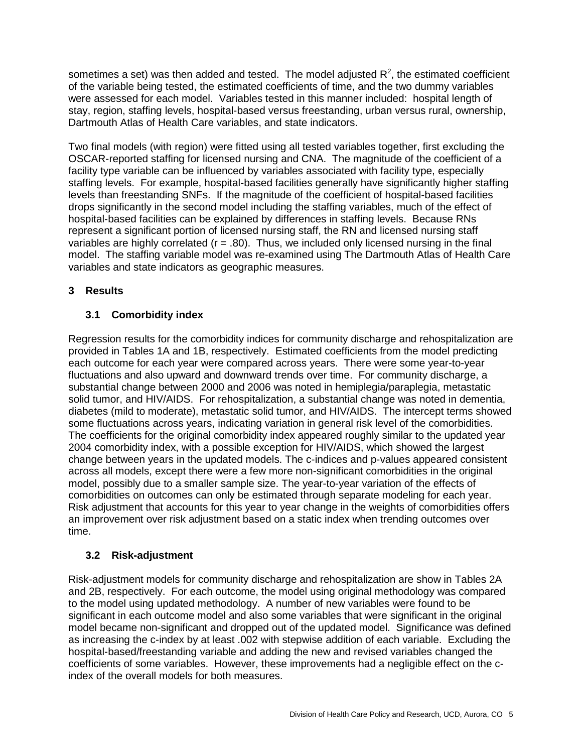sometimes a set) was then added and tested. The model adjusted $R^2$, the estimated coefficient of the variable being tested, the estimated coefficients of time, and the two dummy variables were assessed for each model. Variables tested in this manner included: hospital length of stay, region, staffing levels, hospital-based versus freestanding, urban versus rural, ownership, Dartmouth Atlas of Health Care variables, and state indicators.

Two final models (with region) were fitted using all tested variables together, first excluding the OSCAR-reported staffing for licensed nursing and CNA. The magnitude of the coefficient of a facility type variable can be influenced by variables associated with facility type, especially staffing levels. For example, hospital-based facilities generally have significantly higher staffing levels than freestanding SNFs. If the magnitude of the coefficient of hospital-based facilities drops significantly in the second model including the staffing variables, much of the effect of hospital-based facilities can be explained by differences in staffing levels. Because RNs represent a significant portion of licensed nursing staff, the RN and licensed nursing staff variables are highly correlated ($r = .80$). Thus, we included only licensed nursing in the final model. The staffing variable model was re-examined using The Dartmouth Atlas of Health Care variables and state indicators as geographic measures.

# 3 Results

## 3.1 Comorbidity index

Regression results for the comorbidity indices for community discharge and rehospitalization are provided in Tables 1A and 1B, respectively. Estimated coefficients from the model predicting each outcome for each year were compared across years. There were some year-to-year fluctuations and also upward and downward trends over time. For community discharge, a substantial change between 2000 and 2006 was noted in hemiplegia/paraplegia, metastatic solid tumor, and HIV/AIDS. For rehospitalization, a substantial change was noted in dementia, diabetes (mild to moderate), metastatic solid tumor, and HIV/AIDS. The intercept terms showed some fluctuations across years, indicating variation in general risk level of the comorbidities. The coefficients for the original comorbidity index appeared roughly similar to the updated year 2004 comorbidity index, with a possible exception for HIV/AIDS, which showed the largest change between years in the updated models. The c-indices and p-values appeared consistent across all models, except there were a few more non-significant comorbidities in the original model, possibly due to a smaller sample size. The year-to-year variation of the effects of comorbidities on outcomes can only be estimated through separate modeling for each year. Risk adjustment that accounts for this year to year change in the weights of comorbidities offers an improvement over risk adjustment based on a static index when trending outcomes over time.

## 3.2 Risk-adjustment

Risk-adjustment models for community discharge and rehospitalization are show in Tables 2A and 2B, respectively. For each outcome, the model using original methodology was compared to the model using updated methodology. A number of new variables were found to be significant in each outcome model and also some variables that were significant in the original model became non-significant and dropped out of the updated model. Significance was defined as increasing the c-index by at least .002 with stepwise addition of each variable. Excluding the hospital-based/freestanding variable and adding the new and revised variables changed the coefficients of some variables. However, these improvements had a negligible effect on the c-index of the overall models for both measures.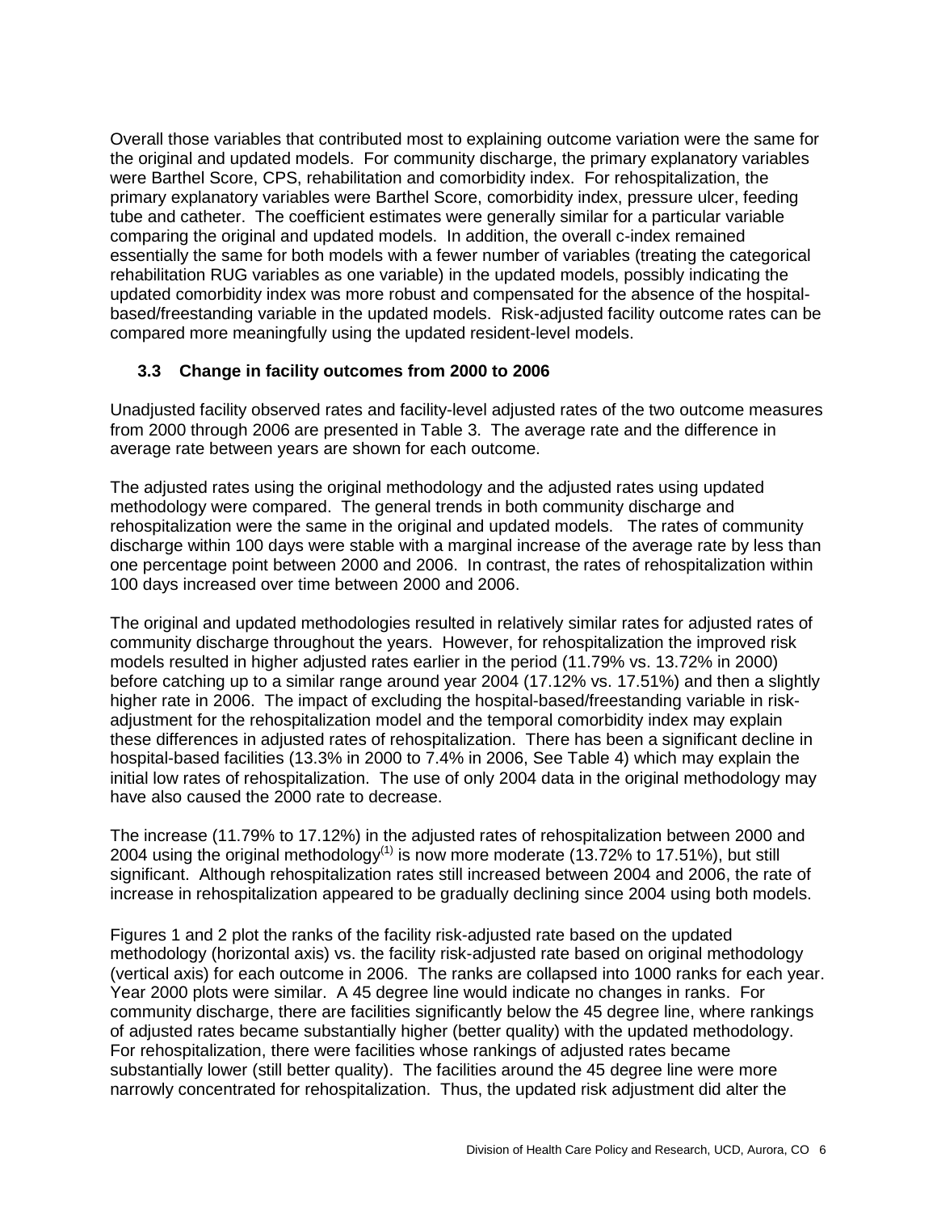Overall those variables that contributed most to explaining outcome variation were the same for the original and updated models. For community discharge, the primary explanatory variables were Barthel Score, CPS, rehabilitation and comorbidity index. For rehospitalization, the primary explanatory variables were Barthel Score, comorbidity index, pressure ulcer, feeding tube and catheter. The coefficient estimates were generally similar for a particular variable comparing the original and updated models. In addition, the overall c-index remained essentially the same for both models with a fewer number of variables (treating the categorical rehabilitation RUG variables as one variable) in the updated models, possibly indicating the updated comorbidity index was more robust and compensated for the absence of the hospital-based/freestanding variable in the updated models. Risk-adjusted facility outcome rates can be compared more meaningfully using the updated resident-level models.

### 3.3 Change in facility outcomes from 2000 to 2006

Unadjusted facility observed rates and facility-level adjusted rates of the two outcome measures from 2000 through 2006 are presented in Table 3. The average rate and the difference in average rate between years are shown for each outcome.

The adjusted rates using the original methodology and the adjusted rates using updated methodology were compared. The general trends in both community discharge and rehospitalization were the same in the original and updated models. The rates of community discharge within 100 days were stable with a marginal increase of the average rate by less than one percentage point between 2000 and 2006. In contrast, the rates of rehospitalization within 100 days increased over time between 2000 and 2006.

The original and updated methodologies resulted in relatively similar rates for adjusted rates of community discharge throughout the years. However, for rehospitalization the improved risk models resulted in higher adjusted rates earlier in the period (11.79% vs. 13.72% in 2000) before catching up to a similar range around year 2004 (17.12% vs. 17.51%) and then a slightly higher rate in 2006. The impact of excluding the hospital-based/freestanding variable in risk-adjustment for the rehospitalization model and the temporal comorbidity index may explain these differences in adjusted rates of rehospitalization. There has been a significant decline in hospital-based facilities (13.3% in 2000 to 7.4% in 2006, See Table 4) which may explain the initial low rates of rehospitalization. The use of only 2004 data in the original methodology may have also caused the 2000 rate to decrease.

The increase (11.79% to 17.12%) in the adjusted rates of rehospitalization between 2000 and 2004 using the original methodology(1) is now more moderate (13.72% to 17.51%), but still significant. Although rehospitalization rates still increased between 2004 and 2006, the rate of increase in rehospitalization appeared to be gradually declining since 2004 using both models.

Figures 1 and 2 plot the ranks of the facility risk-adjusted rate based on the updated methodology (horizontal axis) vs. the facility risk-adjusted rate based on original methodology (vertical axis) for each outcome in 2006. The ranks are collapsed into 1000 ranks for each year. Year 2000 plots were similar. A 45 degree line would indicate no changes in ranks. For community discharge, there are facilities significantly below the 45 degree line, where rankings of adjusted rates became substantially higher (better quality) with the updated methodology. For rehospitalization, there were facilities whose rankings of adjusted rates became substantially lower (still better quality). The facilities around the 45 degree line were more narrowly concentrated for rehospitalization. Thus, the updated risk adjustment did alter the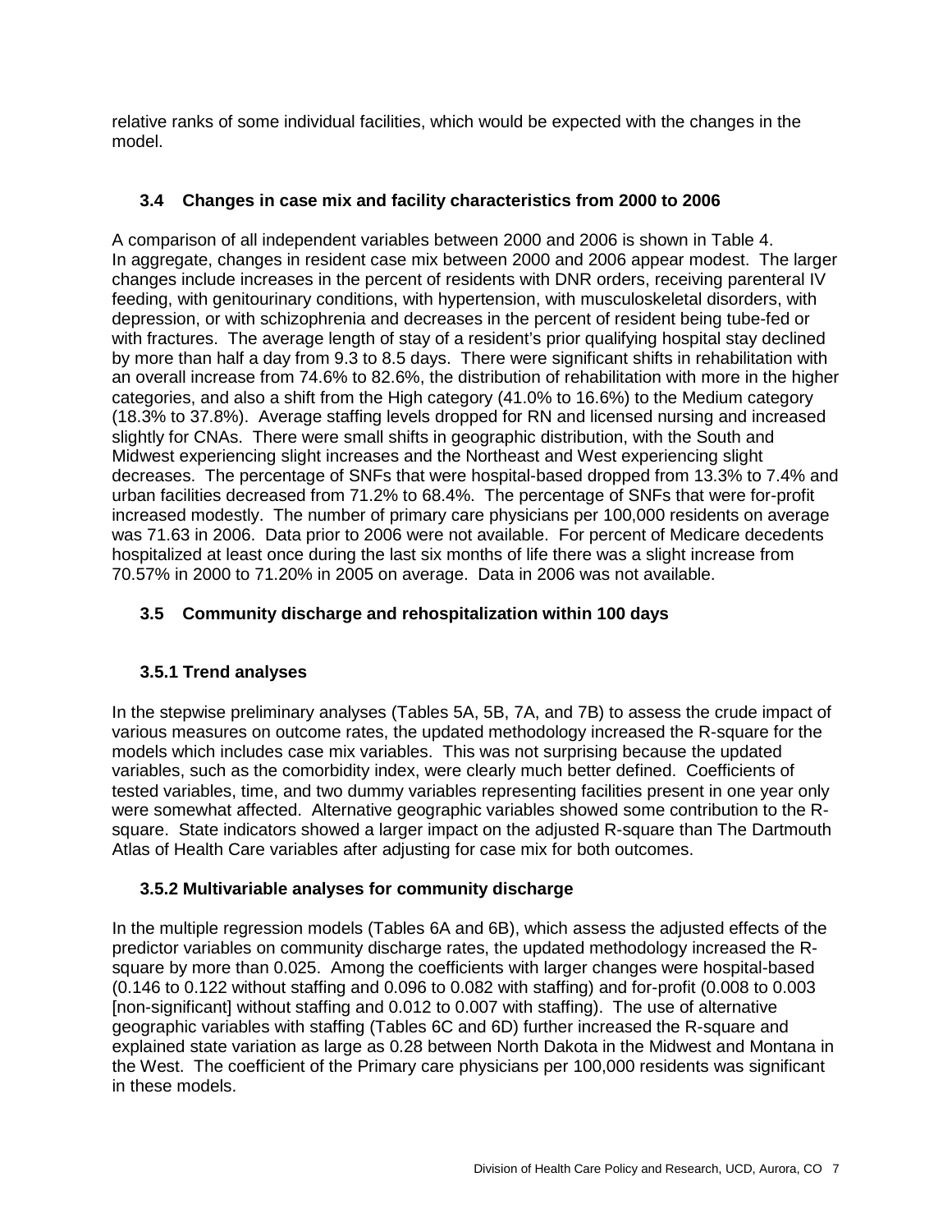relative ranks of some individual facilities, which would be expected with the changes in the model.

### 3.4 Changes in case mix and facility characteristics from 2000 to 2006

A comparison of all independent variables between 2000 and 2006 is shown in Table 4. In aggregate, changes in resident case mix between 2000 and 2006 appear modest. The larger changes include increases in the percent of residents with DNR orders, receiving parenteral IV feeding, with genitourinary conditions, with hypertension, with musculoskeletal disorders, with depression, or with schizophrenia and decreases in the percent of resident being tube-fed or with fractures. The average length of stay of a resident's prior qualifying hospital stay declined by more than half a day from 9.3 to 8.5 days. There were significant shifts in rehabilitation with an overall increase from 74.6% to 82.6%, the distribution of rehabilitation with more in the higher categories, and also a shift from the High category (41.0% to 16.6%) to the Medium category (18.3% to 37.8%). Average staffing levels dropped for RN and licensed nursing and increased slightly for CNAs. There were small shifts in geographic distribution, with the South and Midwest experiencing slight increases and the Northeast and West experiencing slight decreases. The percentage of SNFs that were hospital-based dropped from 13.3% to 7.4% and urban facilities decreased from 71.2% to 68.4%. The percentage of SNFs that were for-profit increased modestly. The number of primary care physicians per 100,000 residents on average was 71.63 in 2006. Data prior to 2006 were not available. For percent of Medicare decedents hospitalized at least once during the last six months of life there was a slight increase from 70.57% in 2000 to 71.20% in 2005 on average. Data in 2006 was not available.

### 3.5 Community discharge and rehospitalization within 100 days

#### 3.5.1 Trend analyses

In the stepwise preliminary analyses (Tables 5A, 5B, 7A, and 7B) to assess the crude impact of various measures on outcome rates, the updated methodology increased the R-square for the models which includes case mix variables. This was not surprising because the updated variables, such as the comorbidity index, were clearly much better defined. Coefficients of tested variables, time, and two dummy variables representing facilities present in one year only were somewhat affected. Alternative geographic variables showed some contribution to the R-square. State indicators showed a larger impact on the adjusted R-square than The Dartmouth Atlas of Health Care variables after adjusting for case mix for both outcomes.

#### 3.5.2 Multivariable analyses for community discharge

In the multiple regression models (Tables 6A and 6B), which assess the adjusted effects of the predictor variables on community discharge rates, the updated methodology increased the R-square by more than 0.025. Among the coefficients with larger changes were hospital-based (0.146 to 0.122 without staffing and 0.096 to 0.082 with staffing) and for-profit (0.008 to 0.003 [non-significant] without staffing and 0.012 to 0.007 with staffing). The use of alternative geographic variables with staffing (Tables 6C and 6D) further increased the R-square and explained state variation as large as 0.28 between North Dakota in the Midwest and Montana in the West. The coefficient of the Primary care physicians per 100,000 residents was significant in these models.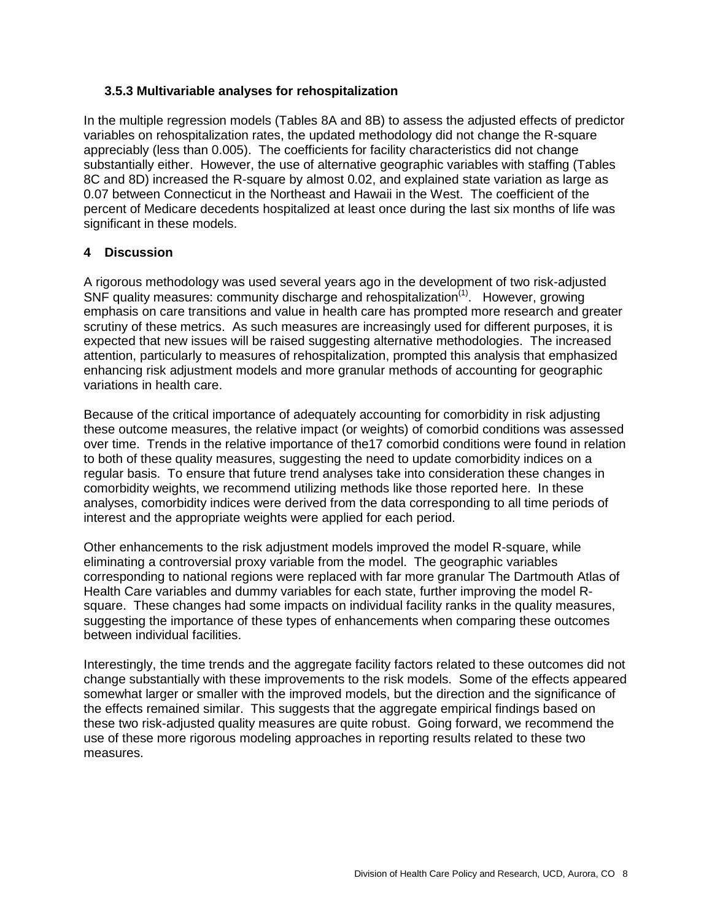### 3.5.3 Multivariable analyses for rehospitalization

In the multiple regression models (Tables 8A and 8B) to assess the adjusted effects of predictor variables on rehospitalization rates, the updated methodology did not change the R-square appreciably (less than 0.005). The coefficients for facility characteristics did not change substantially either. However, the use of alternative geographic variables with staffing (Tables 8C and 8D) increased the R-square by almost 0.02, and explained state variation as large as 0.07 between Connecticut in the Northeast and Hawaii in the West. The coefficient of the percent of Medicare decedents hospitalized at least once during the last six months of life was significant in these models.

## 4 Discussion

A rigorous methodology was used several years ago in the development of two risk-adjusted SNF quality measures: community discharge and rehospitalization[1]. However, growing emphasis on care transitions and value in health care has prompted more research and greater scrutiny of these metrics. As such measures are increasingly used for different purposes, it is expected that new issues will be raised suggesting alternative methodologies. The increased attention, particularly to measures of rehospitalization, prompted this analysis that emphasized enhancing risk adjustment models and more granular methods of accounting for geographic variations in health care.

Because of the critical importance of adequately accounting for comorbidity in risk adjusting these outcome measures, the relative impact (or weights) of comorbid conditions was assessed over time. Trends in the relative importance of the17 comorbid conditions were found in relation to both of these quality measures, suggesting the need to update comorbidity indices on a regular basis. To ensure that future trend analyses take into consideration these changes in comorbidity weights, we recommend utilizing methods like those reported here. In these analyses, comorbidity indices were derived from the data corresponding to all time periods of interest and the appropriate weights were applied for each period.

Other enhancements to the risk adjustment models improved the model R-square, while eliminating a controversial proxy variable from the model. The geographic variables corresponding to national regions were replaced with far more granular The Dartmouth Atlas of Health Care variables and dummy variables for each state, further improving the model R-square. These changes had some impacts on individual facility ranks in the quality measures, suggesting the importance of these types of enhancements when comparing these outcomes between individual facilities.

Interestingly, the time trends and the aggregate facility factors related to these outcomes did not change substantially with these improvements to the risk models. Some of the effects appeared somewhat larger or smaller with the improved models, but the direction and the significance of the effects remained similar. This suggests that the aggregate empirical findings based on these two risk-adjusted quality measures are quite robust. Going forward, we recommend the use of these more rigorous modeling approaches in reporting results related to these two measures.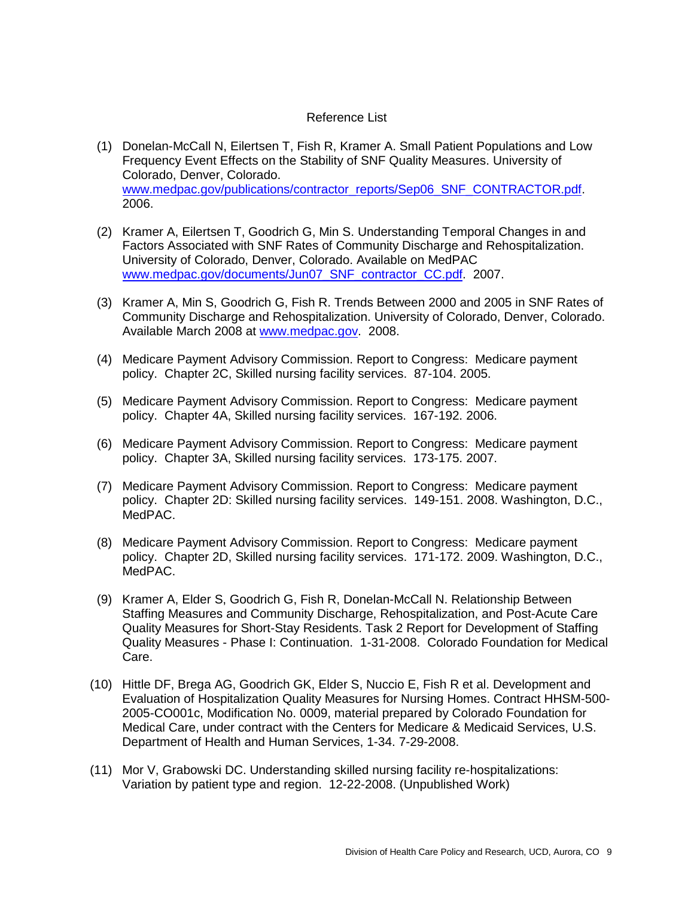## Reference List

(1) Donelan-McCall N, Eilertsen T, Fish R, Kramer A. Small Patient Populations and Low Frequency Event Effects on the Stability of SNF Quality Measures. University of Colorado, Denver, Colorado. www.medpac.gov/publications/contractor_reports/Sep06_SNF_CONTRACTOR.pdf. 2006.

(2) Kramer A, Eilertsen T, Goodrich G, Min S. Understanding Temporal Changes in and Factors Associated with SNF Rates of Community Discharge and Rehospitalization. University of Colorado, Denver, Colorado. Available on MedPAC www.medpac.gov/documents/Jun07_SNF_contractor_CC.pdf. 2007.

(3) Kramer A, Min S, Goodrich G, Fish R. Trends Between 2000 and 2005 in SNF Rates of Community Discharge and Rehospitalization. University of Colorado, Denver, Colorado. Available March 2008 at www.medpac.gov. 2008.

(4) Medicare Payment Advisory Commission. Report to Congress: Medicare payment policy. Chapter 2C, Skilled nursing facility services. 87-104. 2005.

(5) Medicare Payment Advisory Commission. Report to Congress: Medicare payment policy. Chapter 4A, Skilled nursing facility services. 167-192. 2006.

(6) Medicare Payment Advisory Commission. Report to Congress: Medicare payment policy. Chapter 3A, Skilled nursing facility services. 173-175. 2007.

(7) Medicare Payment Advisory Commission. Report to Congress: Medicare payment policy. Chapter 2D: Skilled nursing facility services. 149-151. 2008. Washington, D.C., MedPAC.

(8) Medicare Payment Advisory Commission. Report to Congress: Medicare payment policy. Chapter 2D, Skilled nursing facility services. 171-172. 2009. Washington, D.C., MedPAC.

(9) Kramer A, Elder S, Goodrich G, Fish R, Donelan-McCall N. Relationship Between Staffing Measures and Community Discharge, Rehospitalization, and Post-Acute Care Quality Measures for Short-Stay Residents. Task 2 Report for Development of Staffing Quality Measures - Phase I: Continuation. 1-31-2008. Colorado Foundation for Medical Care.

(10) Hittle DF, Brega AG, Goodrich GK, Elder S, Nuccio E, Fish R et al. Development and Evaluation of Hospitalization Quality Measures for Nursing Homes. Contract HHSM-500-2005-CO001c, Modification No. 0009, material prepared by Colorado Foundation for Medical Care, under contract with the Centers for Medicare & Medicaid Services, U.S. Department of Health and Human Services, 1-34. 7-29-2008.

(11) Mor V, Grabowski DC. Understanding skilled nursing facility re-hospitalizations: Variation by patient type and region. 12-22-2008. (Unpublished Work)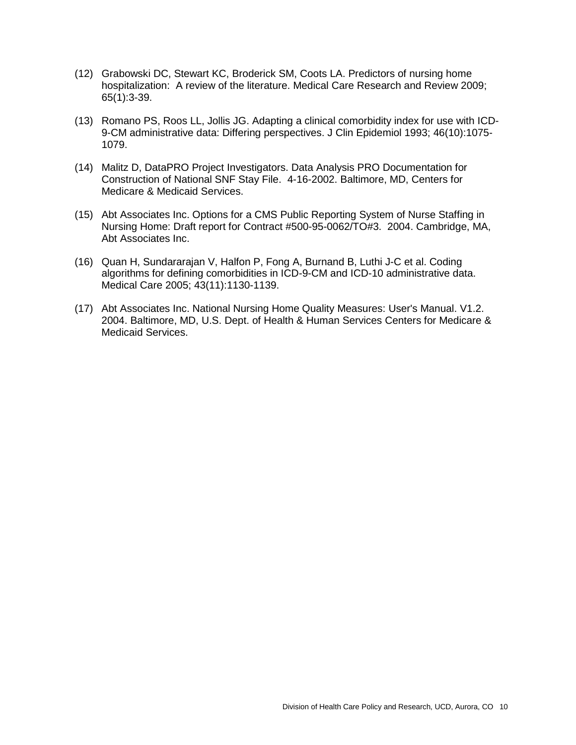(12) Grabowski DC, Stewart KC, Broderick SM, Coots LA. Predictors of nursing home hospitalization: A review of the literature. Medical Care Research and Review 2009; 65(1):3-39.

(13) Romano PS, Roos LL, Jollis JG. Adapting a clinical comorbidity index for use with ICD-9-CM administrative data: Differing perspectives. J Clin Epidemiol 1993; 46(10):1075-1079.

(14) Malitz D, DataPRO Project Investigators. Data Analysis PRO Documentation for Construction of National SNF Stay File. 4-16-2002. Baltimore, MD, Centers for Medicare & Medicaid Services.

(15) Abt Associates Inc. Options for a CMS Public Reporting System of Nurse Staffing in Nursing Home: Draft report for Contract #500-95-0062/TO#3. 2004. Cambridge, MA, Abt Associates Inc.

(16) Quan H, Sundararajan V, Halfon P, Fong A, Burnand B, Luthi J-C et al. Coding algorithms for defining comorbidities in ICD-9-CM and ICD-10 administrative data. Medical Care 2005; 43(11):1130-1139.

(17) Abt Associates Inc. National Nursing Home Quality Measures: User's Manual. V1.2. 2004. Baltimore, MD, U.S. Dept. of Health & Human Services Centers for Medicare & Medicaid Services.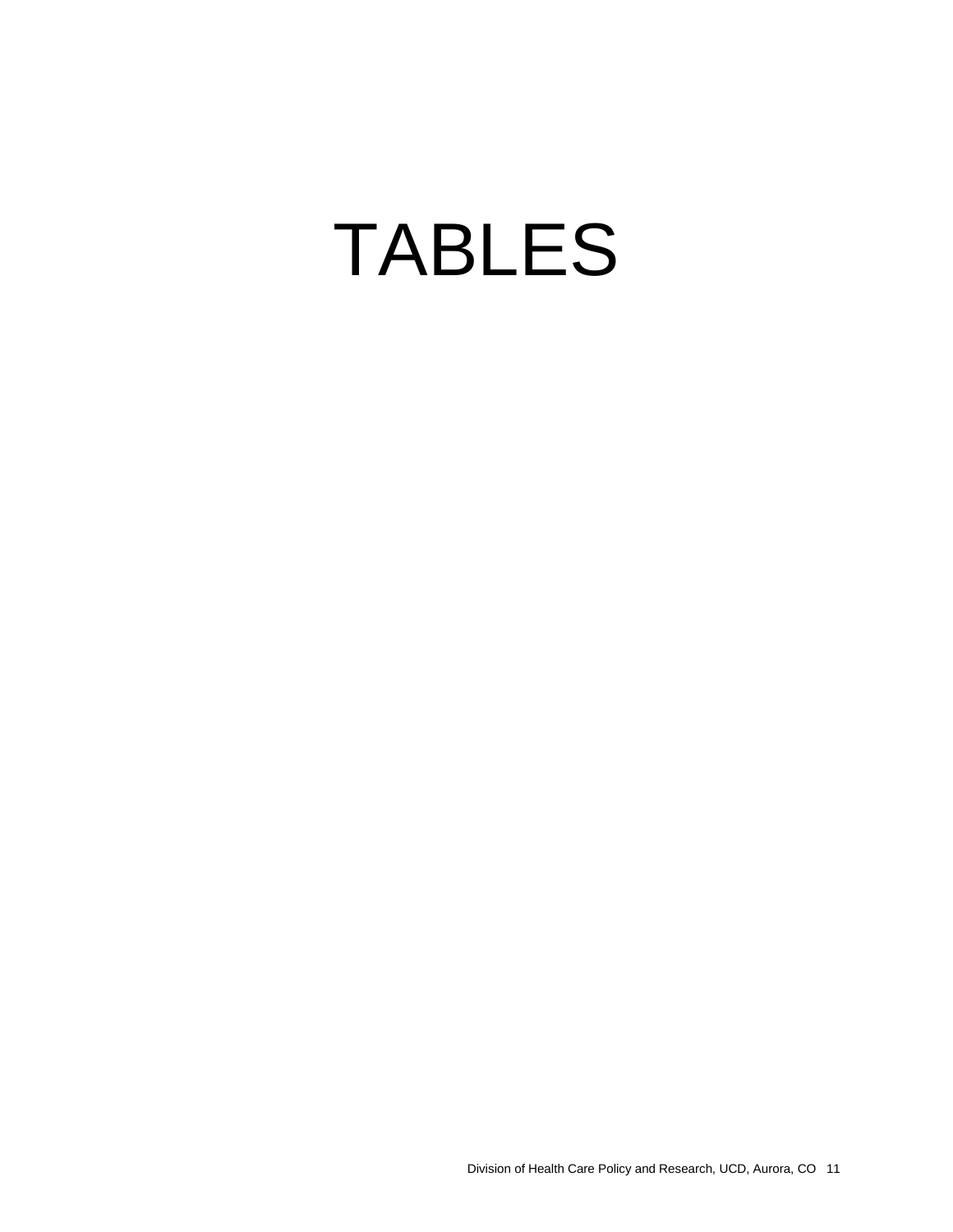# TABLES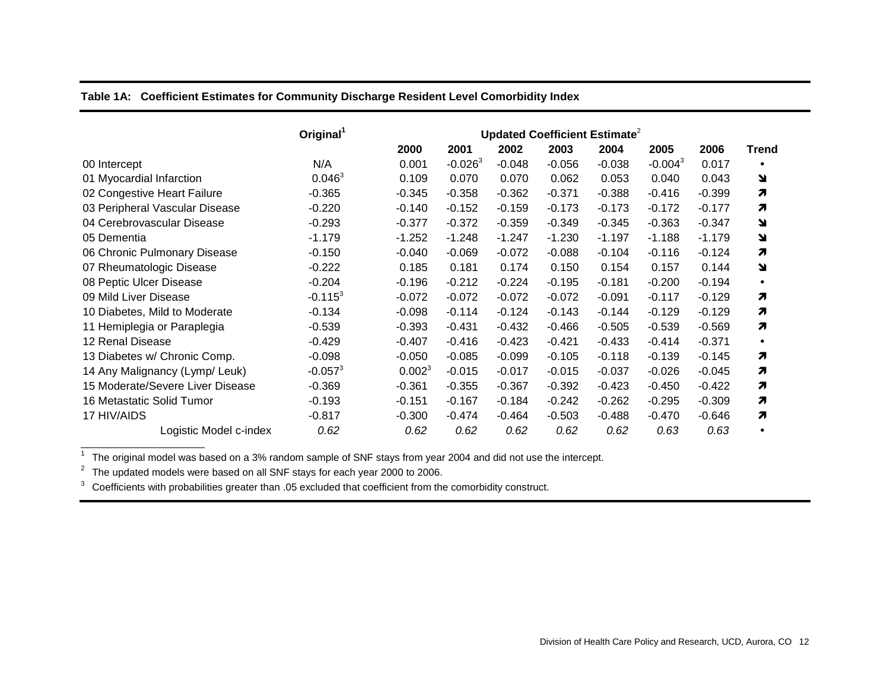**Table 1A: Coefficient Estimates for Community Discharge Resident Level Comorbidity Index**

| | Original[1] | Updated Coefficient Estimate[2] | | | | | | | |
|---|---|---|---|---|---|---|---|---|---|
| | | 2000 | 2001 | 2002 | 2003 | 2004 | 2005 | 2006 | Trend |
| 00 Intercept | N/A | 0.001 | -0.026[3] | -0.048 | -0.056 | -0.038 | -0.004[3] | 0.017 | • |
| 01 Myocardial Infarction | 0.046[3] | 0.109 | 0.070 | 0.070 | 0.062 | 0.053 | 0.040 | 0.043 | ↘ |
| 02 Congestive Heart Failure | -0.365 | -0.345 | -0.358 | -0.362 | -0.371 | -0.388 | -0.416 | -0.399 | ↗ |
| 03 Peripheral Vascular Disease | -0.220 | -0.140 | -0.152 | -0.159 | -0.173 | -0.173 | -0.172 | -0.177 | ↗ |
| 04 Cerebrovascular Disease | -0.293 | -0.377 | -0.372 | -0.359 | -0.349 | -0.345 | -0.363 | -0.347 | ↘ |
| 05 Dementia | -1.179 | -1.252 | -1.248 | -1.247 | -1.230 | -1.197 | -1.188 | -1.179 | ↘ |
| 06 Chronic Pulmonary Disease | -0.150 | -0.040 | -0.069 | -0.072 | -0.088 | -0.104 | -0.116 | -0.124 | ↗ |
| 07 Rheumatologic Disease | -0.222 | 0.185 | 0.181 | 0.174 | 0.150 | 0.154 | 0.157 | 0.144 | ↘ |
| 08 Peptic Ulcer Disease | -0.204 | -0.196 | -0.212 | -0.224 | -0.195 | -0.181 | -0.200 | -0.194 | • |
| 09 Mild Liver Disease | -0.115[3] | -0.072 | -0.072 | -0.072 | -0.072 | -0.091 | -0.117 | -0.129 | ↗ |
| 10 Diabetes, Mild to Moderate | -0.134 | -0.098 | -0.114 | -0.124 | -0.143 | -0.144 | -0.129 | -0.129 | ↗ |
| 11 Hemiplegia or Paraplegia | -0.539 | -0.393 | -0.431 | -0.432 | -0.466 | -0.505 | -0.539 | -0.569 | ↗ |
| 12 Renal Disease | -0.429 | -0.407 | -0.416 | -0.423 | -0.421 | -0.433 | -0.414 | -0.371 | • |
| 13 Diabetes w/ Chronic Comp. | -0.098 | -0.050 | -0.085 | -0.099 | -0.105 | -0.118 | -0.139 | -0.145 | ↗ |
| 14 Any Malignancy (Lymp/ Leuk) | -0.057[3] | 0.002[3] | -0.015 | -0.017 | -0.015 | -0.037 | -0.026 | -0.045 | ↗ |
| 15 Moderate/Severe Liver Disease | -0.369 | -0.361 | -0.355 | -0.367 | -0.392 | -0.423 | -0.450 | -0.422 | ↗ |
| 16 Metastatic Solid Tumor | -0.193 | -0.151 | -0.167 | -0.184 | -0.242 | -0.262 | -0.295 | -0.309 | ↗ |
| 17 HIV/AIDS | -0.817 | -0.300 | -0.474 | -0.464 | -0.503 | -0.488 | -0.470 | -0.646 | ↗ |
| *Logistic Model c-index* | *0.62* | *0.62* | *0.62* | *0.62* | *0.62* | *0.62* | *0.63* | *0.63* | • |

[1] The original model was based on a 3% random sample of SNF stays from year 2004 and did not use the intercept.

[2] The updated models were based on all SNF stays for each year 2000 to 2006.

[3] Coefficients with probabilities greater than .05 excluded that coefficient from the comorbidity construct.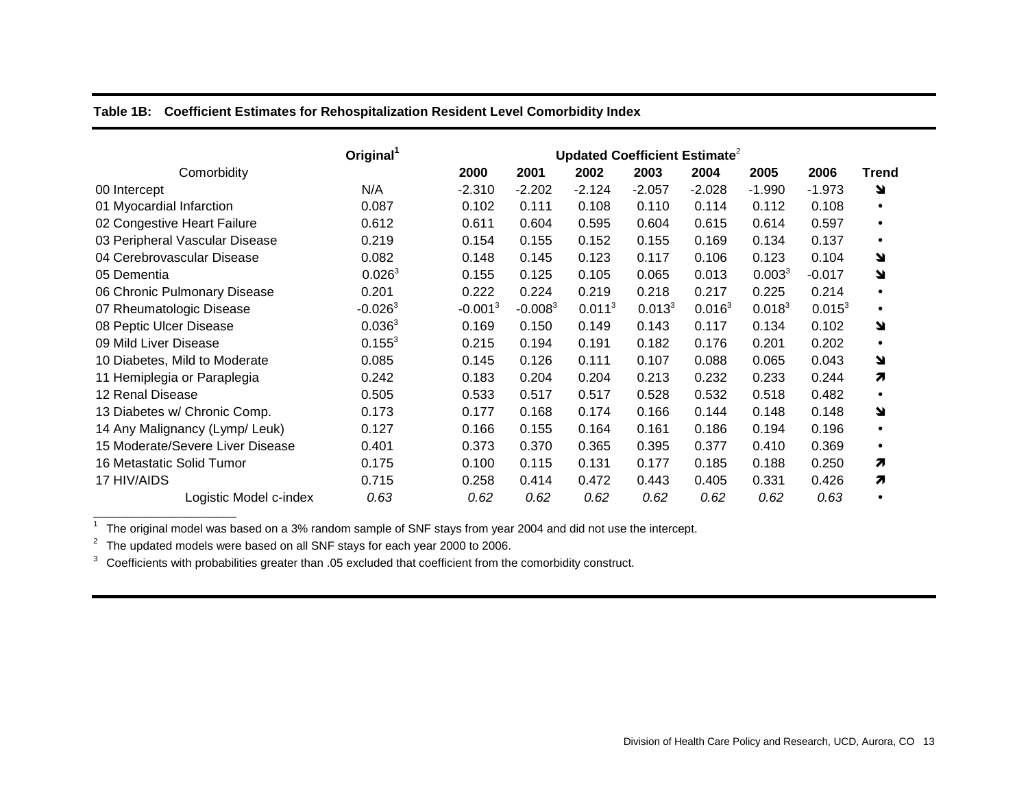**Table 1B: Coefficient Estimates for Rehospitalization Resident Level Comorbidity Index**

| | Original[1] | Updated Coefficient Estimate[2] | | | | | | | |
|---|---|---|---|---|---|---|---|---|---|
| Comorbidity | | 2000 | 2001 | 2002 | 2003 | 2004 | 2005 | 2006 | Trend |
| 00 Intercept | N/A | -2.310 | -2.202 | -2.124 | -2.057 | -2.028 | -1.990 | -1.973 | ↘ |
| 01 Myocardial Infarction | 0.087 | 0.102 | 0.111 | 0.108 | 0.110 | 0.114 | 0.112 | 0.108 | • |
| 02 Congestive Heart Failure | 0.612 | 0.611 | 0.604 | 0.595 | 0.604 | 0.615 | 0.614 | 0.597 | • |
| 03 Peripheral Vascular Disease | 0.219 | 0.154 | 0.155 | 0.152 | 0.155 | 0.169 | 0.134 | 0.137 | • |
| 04 Cerebrovascular Disease | 0.082 | 0.148 | 0.145 | 0.123 | 0.117 | 0.106 | 0.123 | 0.104 | ↘ |
| 05 Dementia | 0.026[3] | 0.155 | 0.125 | 0.105 | 0.065 | 0.013 | 0.003[3] | -0.017 | ↘ |
| 06 Chronic Pulmonary Disease | 0.201 | 0.222 | 0.224 | 0.219 | 0.218 | 0.217 | 0.225 | 0.214 | • |
| 07 Rheumatologic Disease | -0.026[3] | -0.001[3] | -0.008[3] | 0.011[3] | 0.013[3] | 0.016[3] | 0.018[3] | 0.015[3] | • |
| 08 Peptic Ulcer Disease | 0.036[3] | 0.169 | 0.150 | 0.149 | 0.143 | 0.117 | 0.134 | 0.102 | ↘ |
| 09 Mild Liver Disease | 0.155[3] | 0.215 | 0.194 | 0.191 | 0.182 | 0.176 | 0.201 | 0.202 | • |
| 10 Diabetes, Mild to Moderate | 0.085 | 0.145 | 0.126 | 0.111 | 0.107 | 0.088 | 0.065 | 0.043 | ↘ |
| 11 Hemiplegia or Paraplegia | 0.242 | 0.183 | 0.204 | 0.204 | 0.213 | 0.232 | 0.233 | 0.244 | ↗ |
| 12 Renal Disease | 0.505 | 0.533 | 0.517 | 0.517 | 0.528 | 0.532 | 0.518 | 0.482 | • |
| 13 Diabetes w/ Chronic Comp. | 0.173 | 0.177 | 0.168 | 0.174 | 0.166 | 0.144 | 0.148 | 0.148 | ↘ |
| 14 Any Malignancy (Lymp/ Leuk) | 0.127 | 0.166 | 0.155 | 0.164 | 0.161 | 0.186 | 0.194 | 0.196 | • |
| 15 Moderate/Severe Liver Disease | 0.401 | 0.373 | 0.370 | 0.365 | 0.395 | 0.377 | 0.410 | 0.369 | • |
| 16 Metastatic Solid Tumor | 0.175 | 0.100 | 0.115 | 0.131 | 0.177 | 0.185 | 0.188 | 0.250 | ↗ |
| 17 HIV/AIDS | 0.715 | 0.258 | 0.414 | 0.472 | 0.443 | 0.405 | 0.331 | 0.426 | ↗ |
| *Logistic Model c-index* | *0.63* | *0.62* | *0.62* | *0.62* | *0.62* | *0.62* | *0.62* | *0.63* | • |

[1] The original model was based on a 3% random sample of SNF stays from year 2004 and did not use the intercept.

[2] The updated models were based on all SNF stays for each year 2000 to 2006.

[3] Coefficients with probabilities greater than .05 excluded that coefficient from the comorbidity construct.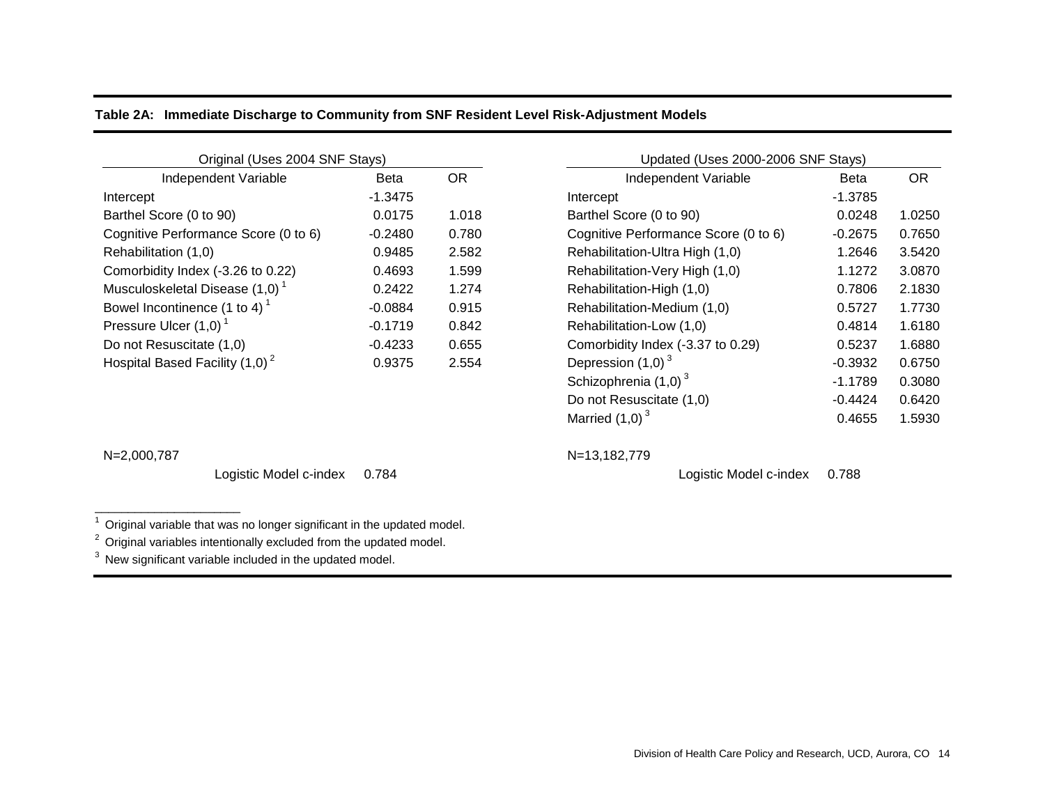**Table 2A: Immediate Discharge to Community from SNF Resident Level Risk-Adjustment Models**

| Original (Uses 2004 SNF Stays) | | |
|---|---|---|
| Independent Variable | Beta | OR |
| Intercept | -1.3475 | |
| Barthel Score (0 to 90) | 0.0175 | 1.018 |
| Cognitive Performance Score (0 to 6) | -0.2480 | 0.780 |
| Rehabilitation (1,0) | 0.9485 | 2.582 |
| Comorbidity Index (-3.26 to 0.22) | 0.4693 | 1.599 |
| Musculoskeletal Disease (1,0) [1] | 0.2422 | 1.274 |
| Bowel Incontinence (1 to 4) [1] | -0.0884 | 0.915 |
| Pressure Ulcer (1,0) [1] | -0.1719 | 0.842 |
| Do not Resuscitate (1,0) | -0.4233 | 0.655 |
| Hospital Based Facility (1,0) [2] | 0.9375 | 2.554 |

N=2,000,787

Logistic Model c-index 0.784

| Updated (Uses 2000-2006 SNF Stays) | | |
|---|---|---|
| Independent Variable | Beta | OR |
| Intercept | -1.3785 | |
| Barthel Score (0 to 90) | 0.0248 | 1.0250 |
| Cognitive Performance Score (0 to 6) | -0.2675 | 0.7650 |
| Rehabilitation-Ultra High (1,0) | 1.2646 | 3.5420 |
| Rehabilitation-Very High (1,0) | 1.1272 | 3.0870 |
| Rehabilitation-High (1,0) | 0.7806 | 2.1830 |
| Rehabilitation-Medium (1,0) | 0.5727 | 1.7730 |
| Rehabilitation-Low (1,0) | 0.4814 | 1.6180 |
| Comorbidity Index (-3.37 to 0.29) | 0.5237 | 1.6880 |
| Depression (1,0) [3] | -0.3932 | 0.6750 |
| Schizophrenia (1,0) [3] | -1.1789 | 0.3080 |
| Do not Resuscitate (1,0) | -0.4424 | 0.6420 |
| Married (1,0) [3] | 0.4655 | 1.5930 |

N=13,182,779

Logistic Model c-index 0.788

[1] Original variable that was no longer significant in the updated model.
[2] Original variables intentionally excluded from the updated model.
[3] New significant variable included in the updated model.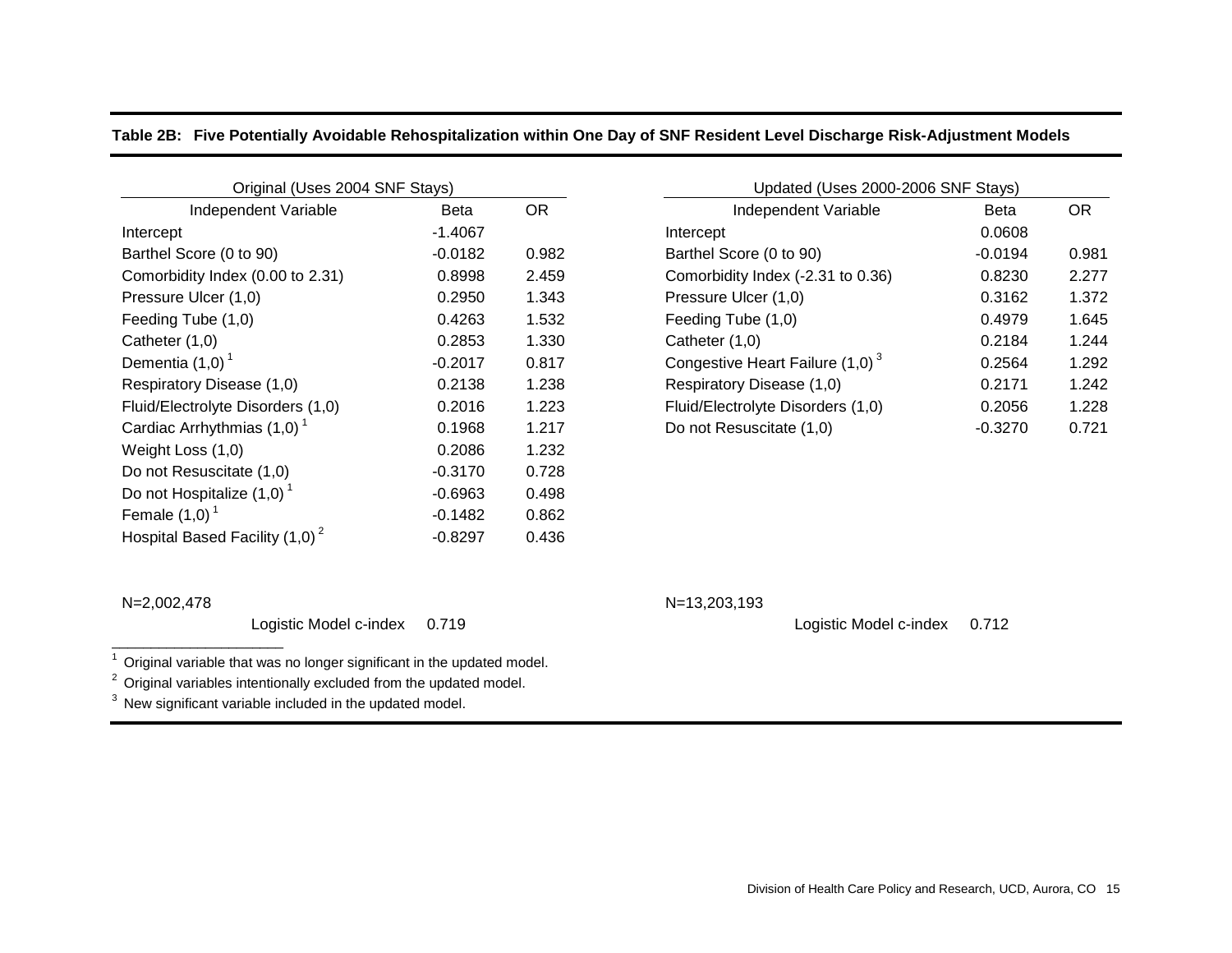**Table 2B: Five Potentially Avoidable Rehospitalization within One Day of SNF Resident Level Discharge Risk-Adjustment Models**

| Original (Uses 2004 SNF Stays) | | |
|---|---|---|
| Independent Variable | Beta | OR |
| Intercept | -1.4067 | |
| Barthel Score (0 to 90) | -0.0182 | 0.982 |
| Comorbidity Index (0.00 to 2.31) | 0.8998 | 2.459 |
| Pressure Ulcer (1,0) | 0.2950 | 1.343 |
| Feeding Tube (1,0) | 0.4263 | 1.532 |
| Catheter (1,0) | 0.2853 | 1.330 |
| Dementia (1,0) [1] | -0.2017 | 0.817 |
| Respiratory Disease (1,0) | 0.2138 | 1.238 |
| Fluid/Electrolyte Disorders (1,0) | 0.2016 | 1.223 |
| Cardiac Arrhythmias (1,0) [1] | 0.1968 | 1.217 |
| Weight Loss (1,0) | 0.2086 | 1.232 |
| Do not Resuscitate (1,0) | -0.3170 | 0.728 |
| Do not Hospitalize (1,0) [1] | -0.6963 | 0.498 |
| Female (1,0) [1] | -0.1482 | 0.862 |
| Hospital Based Facility (1,0) [2] | -0.8297 | 0.436 |

N=2,002,478

Logistic Model c-index 0.719

| Updated (Uses 2000-2006 SNF Stays) | | |
|---|---|---|
| Independent Variable | Beta | OR |
| Intercept | 0.0608 | |
| Barthel Score (0 to 90) | -0.0194 | 0.981 |
| Comorbidity Index (-2.31 to 0.36) | 0.8230 | 2.277 |
| Pressure Ulcer (1,0) | 0.3162 | 1.372 |
| Feeding Tube (1,0) | 0.4979 | 1.645 |
| Catheter (1,0) | 0.2184 | 1.244 |
| Congestive Heart Failure (1,0) [3] | 0.2564 | 1.292 |
| Respiratory Disease (1,0) | 0.2171 | 1.242 |
| Fluid/Electrolyte Disorders (1,0) | 0.2056 | 1.228 |
| Do not Resuscitate (1,0) | -0.3270 | 0.721 |

N=13,203,193

Logistic Model c-index 0.712

[1] Original variable that was no longer significant in the updated model.

[2] Original variables intentionally excluded from the updated model.

[3] New significant variable included in the updated model.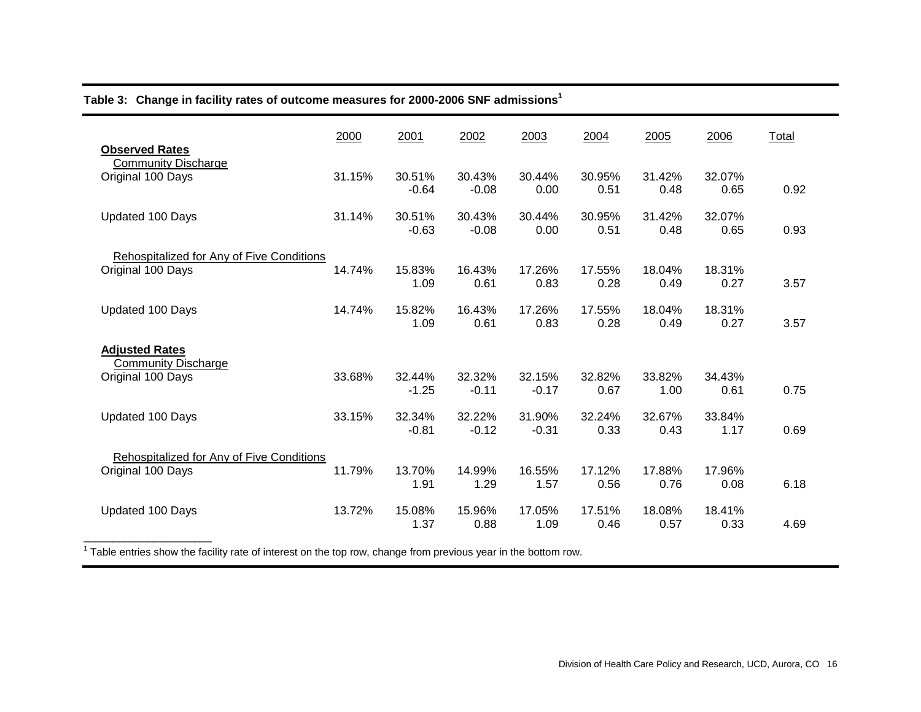**Table 3: Change in facility rates of outcome measures for 2000-2006 SNF admissions[1]**

| | 2000 | 2001 | 2002 | 2003 | 2004 | 2005 | 2006 | Total |
|---|---|---|---|---|---|---|---|---|
| **Observed Rates** | | | | | | | | |
| Community Discharge | | | | | | | | |
| Original 100 Days | 31.15% | 30.51% | 30.43% | 30.44% | 30.95% | 31.42% | 32.07% | |
| | | -0.64 | -0.08 | 0.00 | 0.51 | 0.48 | 0.65 | 0.92 |
| Updated 100 Days | 31.14% | 30.51% | 30.43% | 30.44% | 30.95% | 31.42% | 32.07% | |
| | | -0.63 | -0.08 | 0.00 | 0.51 | 0.48 | 0.65 | 0.93 |
| Rehospitalized for Any of Five Conditions | | | | | | | | |
| Original 100 Days | 14.74% | 15.83% | 16.43% | 17.26% | 17.55% | 18.04% | 18.31% | |
| | | 1.09 | 0.61 | 0.83 | 0.28 | 0.49 | 0.27 | 3.57 |
| Updated 100 Days | 14.74% | 15.82% | 16.43% | 17.26% | 17.55% | 18.04% | 18.31% | |
| | | 1.09 | 0.61 | 0.83 | 0.28 | 0.49 | 0.27 | 3.57 |
| **Adjusted Rates** | | | | | | | | |
| Community Discharge | | | | | | | | |
| Original 100 Days | 33.68% | 32.44% | 32.32% | 32.15% | 32.82% | 33.82% | 34.43% | |
| | | -1.25 | -0.11 | -0.17 | 0.67 | 1.00 | 0.61 | 0.75 |
| Updated 100 Days | 33.15% | 32.34% | 32.22% | 31.90% | 32.24% | 32.67% | 33.84% | |
| | | -0.81 | -0.12 | -0.31 | 0.33 | 0.43 | 1.17 | 0.69 |
| Rehospitalized for Any of Five Conditions | | | | | | | | |
| Original 100 Days | 11.79% | 13.70% | 14.99% | 16.55% | 17.12% | 17.88% | 17.96% | |
| | | 1.91 | 1.29 | 1.57 | 0.56 | 0.76 | 0.08 | 6.18 |
| Updated 100 Days | 13.72% | 15.08% | 15.96% | 17.05% | 17.51% | 18.08% | 18.41% | |
| | | 1.37 | 0.88 | 1.09 | 0.46 | 0.57 | 0.33 | 4.69 |

[1] Table entries show the facility rate of interest on the top row, change from previous year in the bottom row.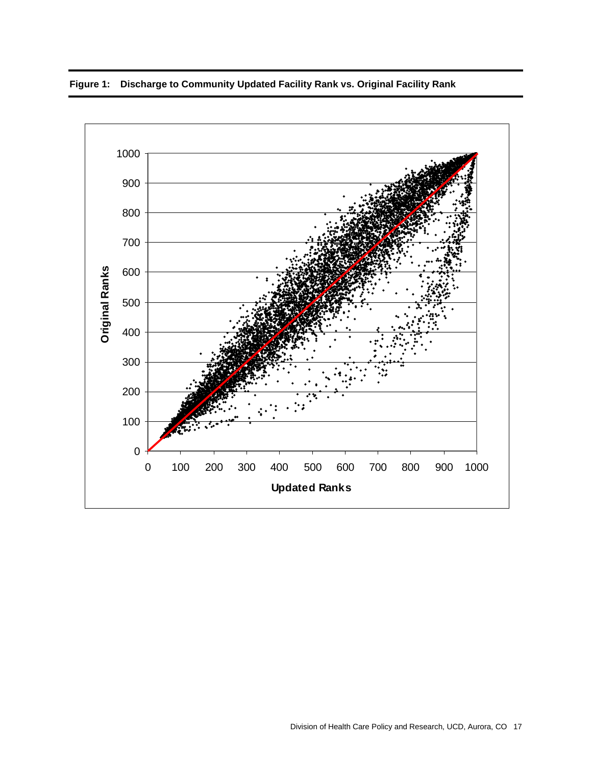**Figure 1: Discharge to Community Updated Facility Rank vs. Original Facility Rank**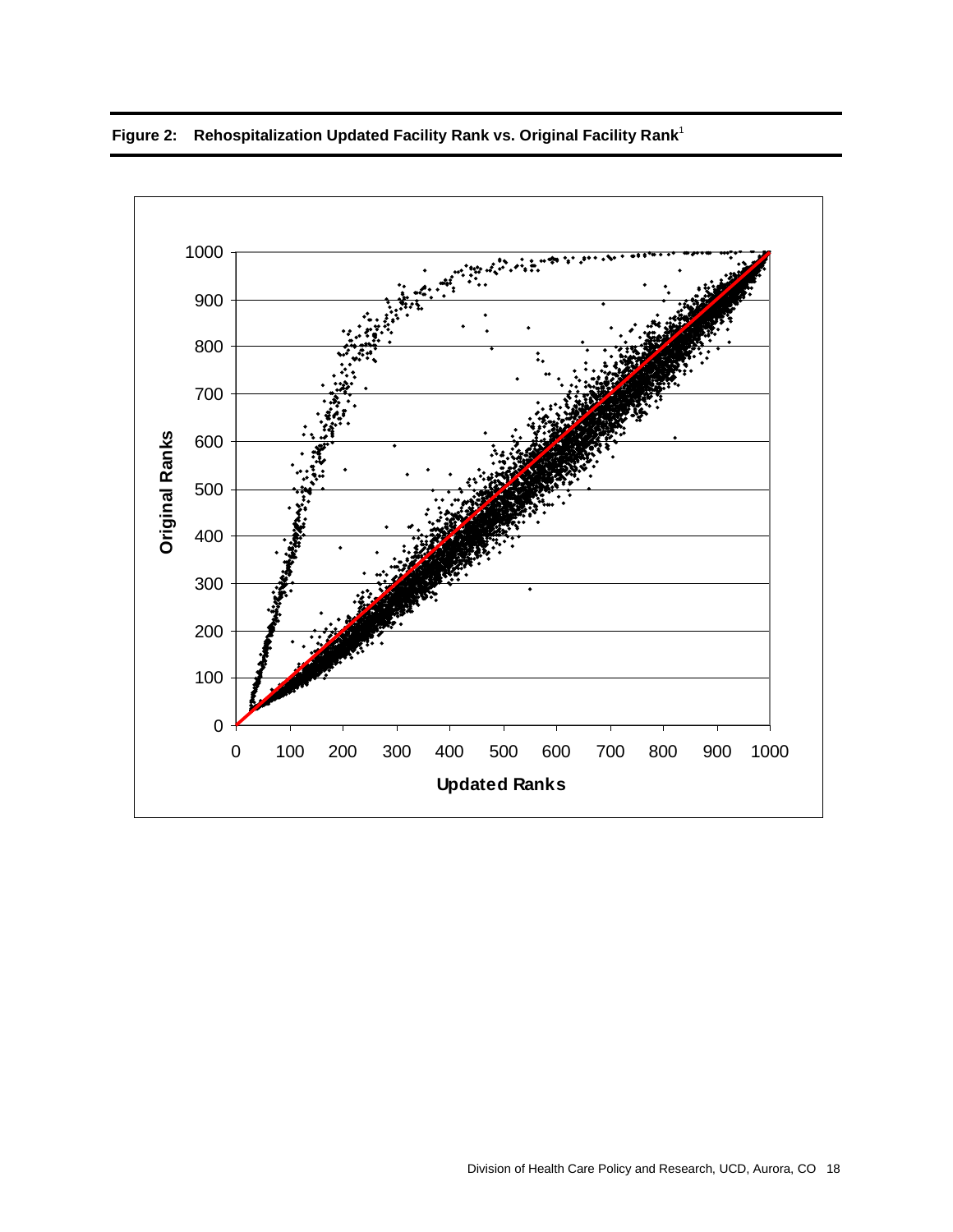**Figure 2: Rehospitalization Updated Facility Rank vs. Original Facility Rank**[1]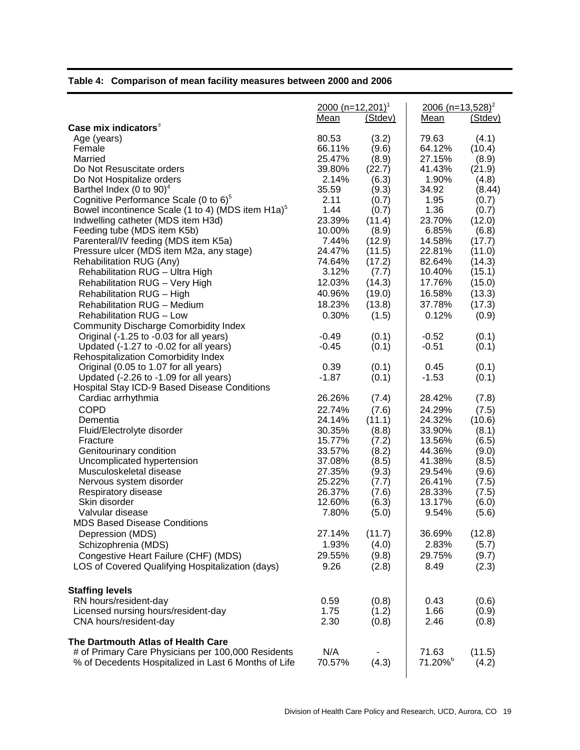**Table 4: Comparison of mean facility measures between 2000 and 2006**

| | 2000 (n=12,201)[1] | | 2006 (n=13,528)[2] | |
|---|---|---|---|---|
| | Mean | (Stdev) | Mean | (Stdev) |
| **Case mix indicators**[3] | | | | |
| Age (years) | 80.53 | (3.2) | 79.63 | (4.1) |
| Female | 66.11% | (9.6) | 64.12% | (10.4) |
| Married | 25.47% | (8.9) | 27.15% | (8.9) |
| Do Not Resuscitate orders | 39.80% | (22.7) | 41.43% | (21.9) |
| Do Not Hospitalize orders | 2.14% | (6.3) | 1.90% | (4.8) |
| Barthel Index (0 to 90)[4] | 35.59 | (9.3) | 34.92 | (8.44) |
| Cognitive Performance Scale (0 to 6)[5] | 2.11 | (0.7) | 1.95 | (0.7) |
| Bowel incontinence Scale (1 to 4) (MDS item H1a)[5] | 1.44 | (0.7) | 1.36 | (0.7) |
| Indwelling catheter (MDS item H3d) | 23.39% | (11.4) | 23.70% | (12.0) |
| Feeding tube (MDS item K5b) | 10.00% | (8.9) | 6.85% | (6.8) |
| Parenteral/IV feeding (MDS item K5a) | 7.44% | (12.9) | 14.58% | (17.7) |
| Pressure ulcer (MDS item M2a, any stage) | 24.47% | (11.5) | 22.81% | (11.0) |
| Rehabilitation RUG (Any) | 74.64% | (17.2) | 82.64% | (14.3) |
| Rehabilitation RUG – Ultra High | 3.12% | (7.7) | 10.40% | (15.1) |
| Rehabilitation RUG – Very High | 12.03% | (14.3) | 17.76% | (15.0) |
| Rehabilitation RUG – High | 40.96% | (19.0) | 16.58% | (13.3) |
| Rehabilitation RUG – Medium | 18.23% | (13.8) | 37.78% | (17.3) |
| Rehabilitation RUG – Low | 0.30% | (1.5) | 0.12% | (0.9) |
| Community Discharge Comorbidity Index | | | | |
| Original (-1.25 to -0.03 for all years) | -0.49 | (0.1) | -0.52 | (0.1) |
| Updated (-1.27 to -0.02 for all years) | -0.45 | (0.1) | -0.51 | (0.1) |
| Rehospitalization Comorbidity Index | | | | |
| Original (0.05 to 1.07 for all years) | 0.39 | (0.1) | 0.45 | (0.1) |
| Updated (-2.26 to -1.09 for all years) | -1.87 | (0.1) | -1.53 | (0.1) |
| Hospital Stay ICD-9 Based Disease Conditions | | | | |
| Cardiac arrhythmia | 26.26% | (7.4) | 28.42% | (7.8) |
| COPD | 22.74% | (7.6) | 24.29% | (7.5) |
| Dementia | 24.14% | (11.1) | 24.32% | (10.6) |
| Fluid/Electrolyte disorder | 30.35% | (8.8) | 33.90% | (8.1) |
| Fracture | 15.77% | (7.2) | 13.56% | (6.5) |
| Genitourinary condition | 33.57% | (8.2) | 44.36% | (9.0) |
| Uncomplicated hypertension | 37.08% | (8.5) | 41.38% | (8.5) |
| Musculoskeletal disease | 27.35% | (9.3) | 29.54% | (9.6) |
| Nervous system disorder | 25.22% | (7.7) | 26.41% | (7.5) |
| Respiratory disease | 26.37% | (7.6) | 28.33% | (7.5) |
| Skin disorder | 12.60% | (6.3) | 13.17% | (6.0) |
| Valvular disease | 7.80% | (5.0) | 9.54% | (5.6) |
| MDS Based Disease Conditions | | | | |
| Depression (MDS) | 27.14% | (11.7) | 36.69% | (12.8) |
| Schizophrenia (MDS) | 1.93% | (4.0) | 2.83% | (5.7) |
| Congestive Heart Failure (CHF) (MDS) | 29.55% | (9.8) | 29.75% | (9.7) |
| LOS of Covered Qualifying Hospitalization (days) | 9.26 | (2.8) | 8.49 | (2.3) |
| **Staffing levels** | | | | |
| RN hours/resident-day | 0.59 | (0.8) | 0.43 | (0.6) |
| Licensed nursing hours/resident-day | 1.75 | (1.2) | 1.66 | (0.9) |
| CNA hours/resident-day | 2.30 | (0.8) | 2.46 | (0.8) |
| **The Dartmouth Atlas of Health Care** | | | | |
| # of Primary Care Physicians per 100,000 Residents | N/A | - | 71.63 | (11.5) |
| % of Decedents Hospitalized in Last 6 Months of Life | 70.57% | (4.3) | 71.20%[6] | (4.2) |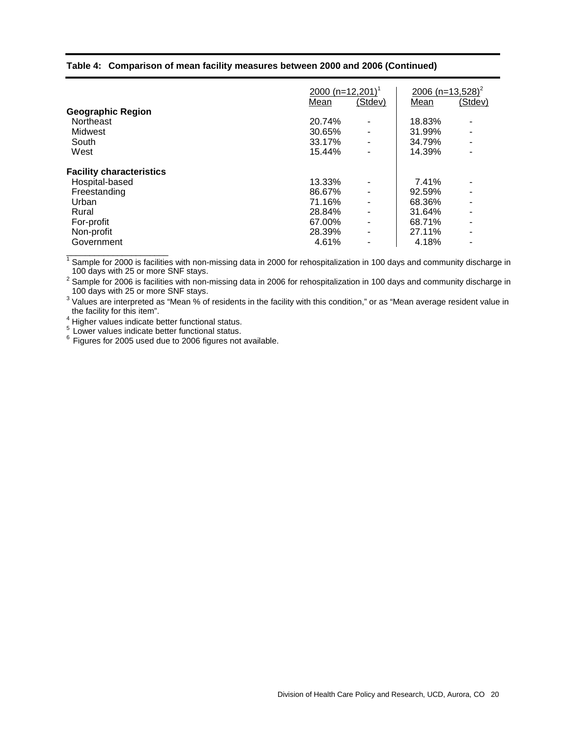**Table 4: Comparison of mean facility measures between 2000 and 2006 (Continued)**

| | 2000 (n=12,201)[1] | | 2006 (n=13,528)[2] | |
|---|---|---|---|---|
| | Mean | (Stdev) | Mean | (Stdev) |
| **Geographic Region** | | | | |
| Northeast | 20.74% | - | 18.83% | - |
| Midwest | 30.65% | - | 31.99% | - |
| South | 33.17% | - | 34.79% | - |
| West | 15.44% | - | 14.39% | - |
| **Facility characteristics** | | | | |
| Hospital-based | 13.33% | - | 7.41% | - |
| Freestanding | 86.67% | - | 92.59% | - |
| Urban | 71.16% | - | 68.36% | - |
| Rural | 28.84% | - | 31.64% | - |
| For-profit | 67.00% | - | 68.71% | - |
| Non-profit | 28.39% | - | 27.11% | - |
| Government | 4.61% | - | 4.18% | - |

[1] Sample for 2000 is facilities with non-missing data in 2000 for rehospitalization in 100 days and community discharge in 100 days with 25 or more SNF stays.

[2] Sample for 2006 is facilities with non-missing data in 2006 for rehospitalization in 100 days and community discharge in 100 days with 25 or more SNF stays.

[3] Values are interpreted as "Mean % of residents in the facility with this condition," or as "Mean average resident value in the facility for this item".

[4] Higher values indicate better functional status.

[5] Lower values indicate better functional status.

[6] Figures for 2005 used due to 2006 figures not available.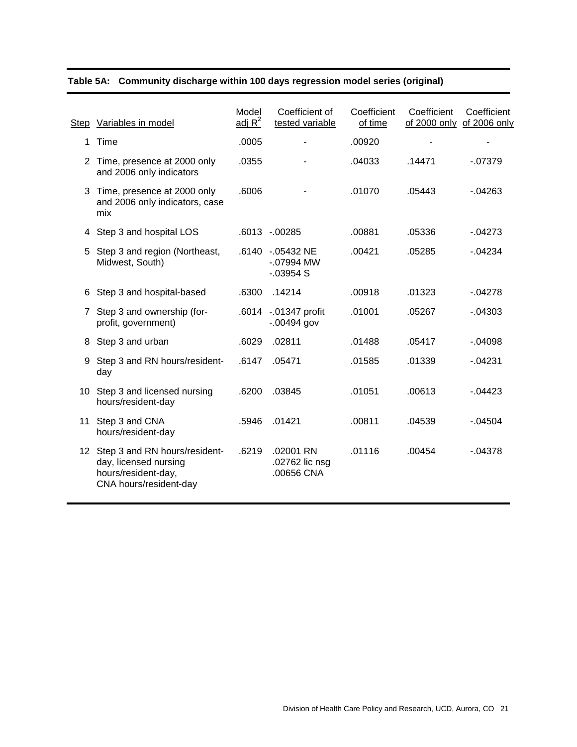**Table 5A: Community discharge within 100 days regression model series (original)**

| Step | Variables in model | Model adj $R^2$ | Coefficient of tested variable | Coefficient of time | Coefficient of 2000 only | Coefficient of 2006 only |
|---|---|---|---|---|---|---|
| 1 | Time | .0005 | - | .00920 | - | - |
| 2 | Time, presence at 2000 only and 2006 only indicators | .0355 | - | .04033 | .14471 | -.07379 |
| 3 | Time, presence at 2000 only and 2006 only indicators, case mix | .6006 | - | .01070 | .05443 | -.04263 |
| 4 | Step 3 and hospital LOS | .6013 | -.00285 | .00881 | .05336 | -.04273 |
| 5 | Step 3 and region (Northeast, Midwest, South) | .6140 | -.05432 NE<br>-.07994 MW<br>-.03954 S | .00421 | .05285 | -.04234 |
| 6 | Step 3 and hospital-based | .6300 | .14214 | .00918 | .01323 | -.04278 |
| 7 | Step 3 and ownership (for-profit, government) | .6014 | -.01347 profit<br>-.00494 gov | .01001 | .05267 | -.04303 |
| 8 | Step 3 and urban | .6029 | .02811 | .01488 | .05417 | -.04098 |
| 9 | Step 3 and RN hours/resident-day | .6147 | .05471 | .01585 | .01339 | -.04231 |
| 10 | Step 3 and licensed nursing hours/resident-day | .6200 | .03845 | .01051 | .00613 | -.04423 |
| 11 | Step 3 and CNA hours/resident-day | .5946 | .01421 | .00811 | .04539 | -.04504 |
| 12 | Step 3 and RN hours/resident-day, licensed nursing hours/resident-day, CNA hours/resident-day | .6219 | .02001 RN<br>.02762 lic nsg<br>.00656 CNA | .01116 | .00454 | -.04378 |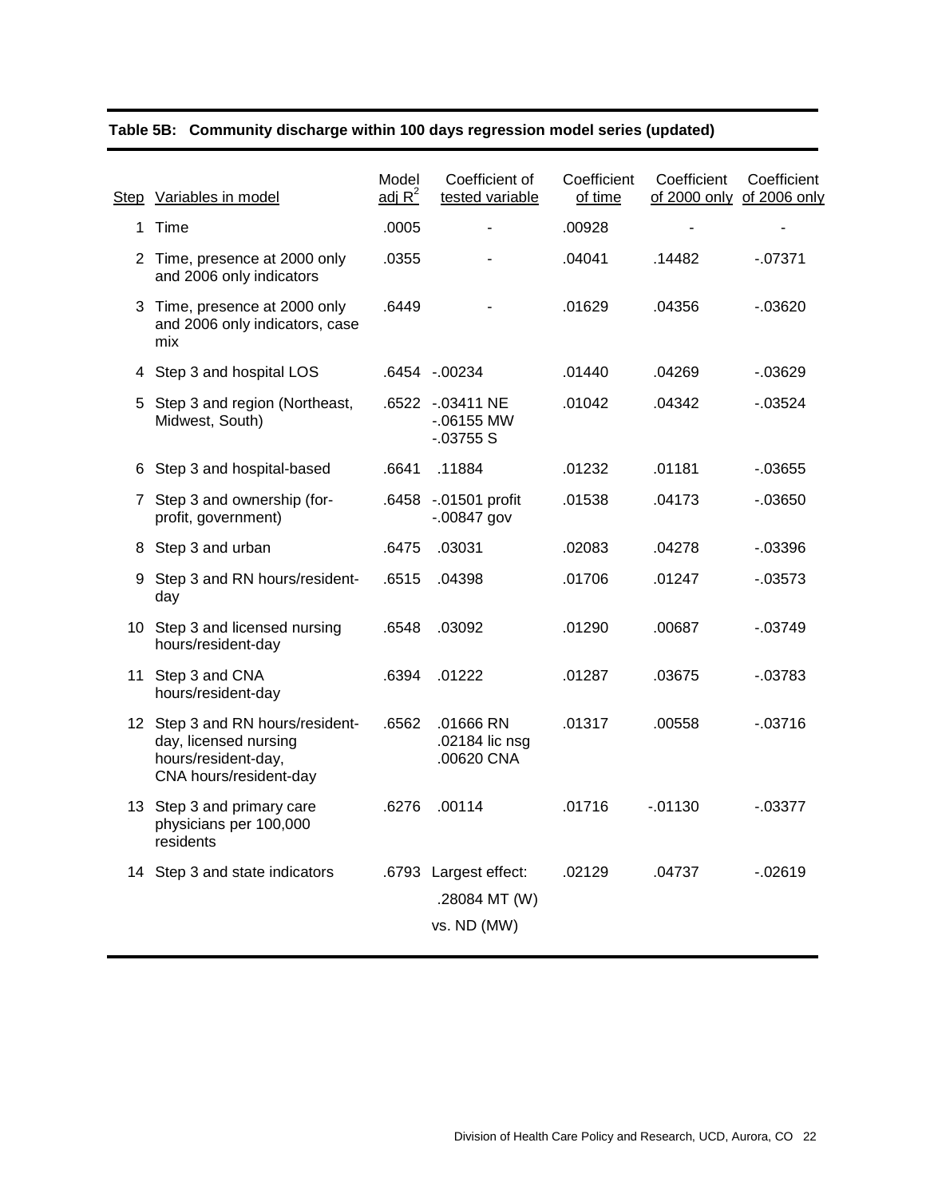**Table 5B: Community discharge within 100 days regression model series (updated)**

| Step | Variables in model | Model adj $R^2$ | Coefficient of tested variable | Coefficient of time | Coefficient of 2000 only | Coefficient of 2006 only |
|---|---|---|---|---|---|---|
| 1 | Time | .0005 | - | .00928 | - | - |
| 2 | Time, presence at 2000 only and 2006 only indicators | .0355 | - | .04041 | .14482 | -.07371 |
| 3 | Time, presence at 2000 only and 2006 only indicators, case mix | .6449 | - | .01629 | .04356 | -.03620 |
| 4 | Step 3 and hospital LOS | .6454 | -.00234 | .01440 | .04269 | -.03629 |
| 5 | Step 3 and region (Northeast, Midwest, South) | .6522 | -.03411 NE<br>-.06155 MW<br>-.03755 S | .01042 | .04342 | -.03524 |
| 6 | Step 3 and hospital-based | .6641 | .11884 | .01232 | .01181 | -.03655 |
| 7 | Step 3 and ownership (for-profit, government) | .6458 | -.01501 profit<br>-.00847 gov | .01538 | .04173 | -.03650 |
| 8 | Step 3 and urban | .6475 | .03031 | .02083 | .04278 | -.03396 |
| 9 | Step 3 and RN hours/resident-day | .6515 | .04398 | .01706 | .01247 | -.03573 |
| 10 | Step 3 and licensed nursing hours/resident-day | .6548 | .03092 | .01290 | .00687 | -.03749 |
| 11 | Step 3 and CNA hours/resident-day | .6394 | .01222 | .01287 | .03675 | -.03783 |
| 12 | Step 3 and RN hours/resident-day, licensed nursing hours/resident-day, CNA hours/resident-day | .6562 | .01666 RN<br>.02184 lic nsg<br>.00620 CNA | .01317 | .00558 | -.03716 |
| 13 | Step 3 and primary care physicians per 100,000 residents | .6276 | .00114 | .01716 | -.01130 | -.03377 |
| 14 | Step 3 and state indicators | .6793 | Largest effect:<br>.28084 MT (W)<br>vs. ND (MW) | .02129 | .04737 | -.02619 |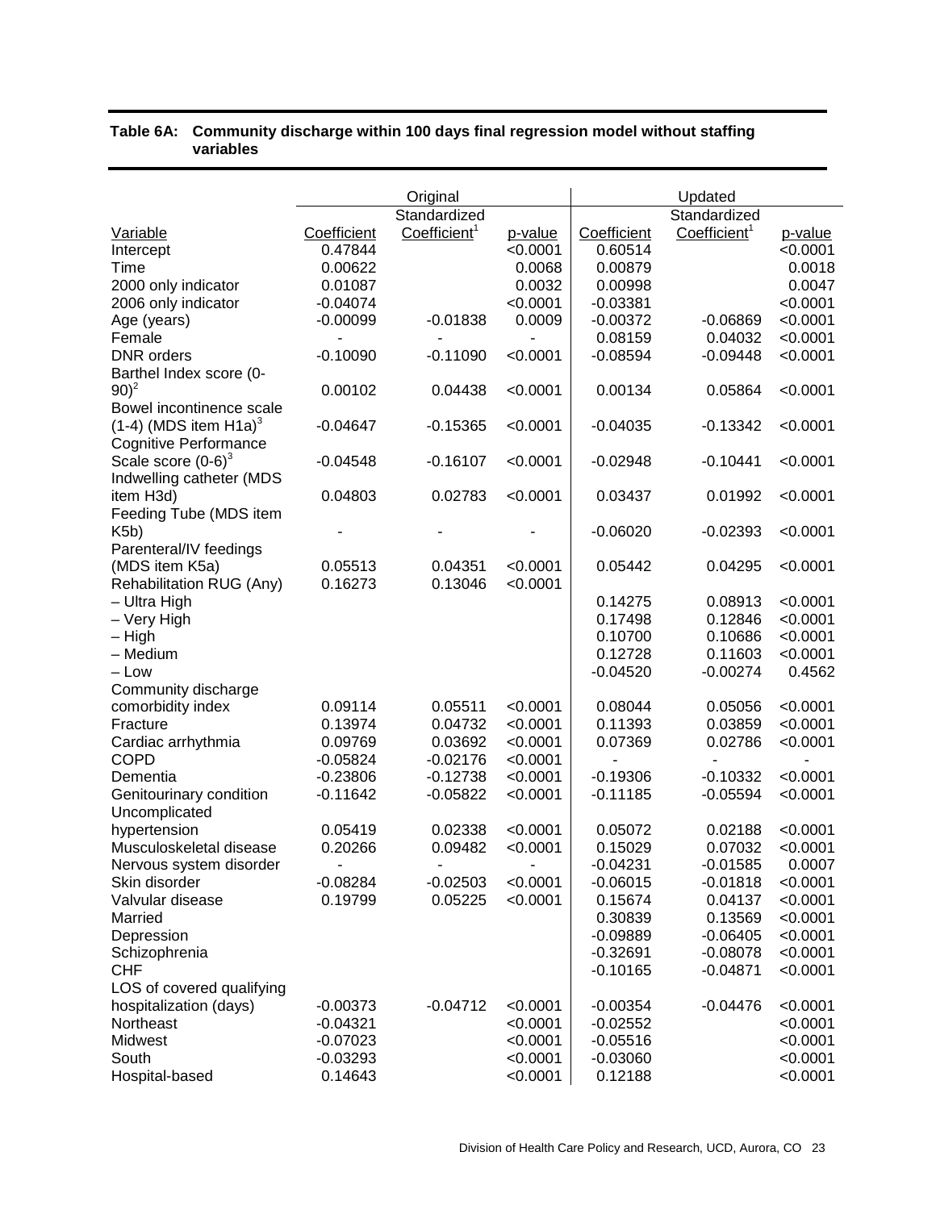**Table 6A: Community discharge within 100 days final regression model without staffing variables**

| | Original | | | Updated | | |
|---|---|---|---|---|---|---|
| Variable | Coefficient | Standardized Coefficient[1] | p-value | Coefficient | Standardized Coefficient[1] | p-value |
| Intercept | 0.47844 | | <0.0001 | 0.60514 | | <0.0001 |
| Time | 0.00622 | | 0.0068 | 0.00879 | | 0.0018 |
| 2000 only indicator | 0.01087 | | 0.0032 | 0.00998 | | 0.0047 |
| 2006 only indicator | -0.04074 | | <0.0001 | -0.03381 | | <0.0001 |
| Age (years) | -0.00099 | -0.01838 | 0.0009 | -0.00372 | -0.06869 | <0.0001 |
| Female | - | - | - | 0.08159 | 0.04032 | <0.0001 |
| DNR orders | -0.10090 | -0.11090 | <0.0001 | -0.08594 | -0.09448 | <0.0001 |
| Barthel Index score (0-90)[2] | 0.00102 | 0.04438 | <0.0001 | 0.00134 | 0.05864 | <0.0001 |
| Bowel incontinence scale (1-4) (MDS item H1a)[3] | -0.04647 | -0.15365 | <0.0001 | -0.04035 | -0.13342 | <0.0001 |
| Cognitive Performance Scale score (0-6)[3] | -0.04548 | -0.16107 | <0.0001 | -0.02948 | -0.10441 | <0.0001 |
| Indwelling catheter (MDS item H3d) | 0.04803 | 0.02783 | <0.0001 | 0.03437 | 0.01992 | <0.0001 |
| Feeding Tube (MDS item K5b) | - | - | - | -0.06020 | -0.02393 | <0.0001 |
| Parenteral/IV feedings (MDS item K5a) | 0.05513 | 0.04351 | <0.0001 | 0.05442 | 0.04295 | <0.0001 |
| Rehabilitation RUG (Any) | 0.16273 | 0.13046 | <0.0001 | | | |
| – Ultra High | | | | 0.14275 | 0.08913 | <0.0001 |
| – Very High | | | | 0.17498 | 0.12846 | <0.0001 |
| – High | | | | 0.10700 | 0.10686 | <0.0001 |
| – Medium | | | | 0.12728 | 0.11603 | <0.0001 |
| – Low | | | | -0.04520 | -0.00274 | 0.4562 |
| Community discharge comorbidity index | 0.09114 | 0.05511 | <0.0001 | 0.08044 | 0.05056 | <0.0001 |
| Fracture | 0.13974 | 0.04732 | <0.0001 | 0.11393 | 0.03859 | <0.0001 |
| Cardiac arrhythmia | 0.09769 | 0.03692 | <0.0001 | 0.07369 | 0.02786 | <0.0001 |
| COPD | -0.05824 | -0.02176 | <0.0001 | - | - | - |
| Dementia | -0.23806 | -0.12738 | <0.0001 | -0.19306 | -0.10332 | <0.0001 |
| Genitourinary condition | -0.11642 | -0.05822 | <0.0001 | -0.11185 | -0.05594 | <0.0001 |
| Uncomplicated hypertension | 0.05419 | 0.02338 | <0.0001 | 0.05072 | 0.02188 | <0.0001 |
| Musculoskeletal disease | 0.20266 | 0.09482 | <0.0001 | 0.15029 | 0.07032 | <0.0001 |
| Nervous system disorder | - | - | - | -0.04231 | -0.01585 | 0.0007 |
| Skin disorder | -0.08284 | -0.02503 | <0.0001 | -0.06015 | -0.01818 | <0.0001 |
| Valvular disease | 0.19799 | 0.05225 | <0.0001 | 0.15674 | 0.04137 | <0.0001 |
| Married | | | | 0.30839 | 0.13569 | <0.0001 |
| Depression | | | | -0.09889 | -0.06405 | <0.0001 |
| Schizophrenia | | | | -0.32691 | -0.08078 | <0.0001 |
| CHF | | | | -0.10165 | -0.04871 | <0.0001 |
| LOS of covered qualifying hospitalization (days) | -0.00373 | -0.04712 | <0.0001 | -0.00354 | -0.04476 | <0.0001 |
| Northeast | -0.04321 | | <0.0001 | -0.02552 | | <0.0001 |
| Midwest | -0.07023 | | <0.0001 | -0.05516 | | <0.0001 |
| South | -0.03293 | | <0.0001 | -0.03060 | | <0.0001 |
| Hospital-based | 0.14643 | | <0.0001 | 0.12188 | | <0.0001 |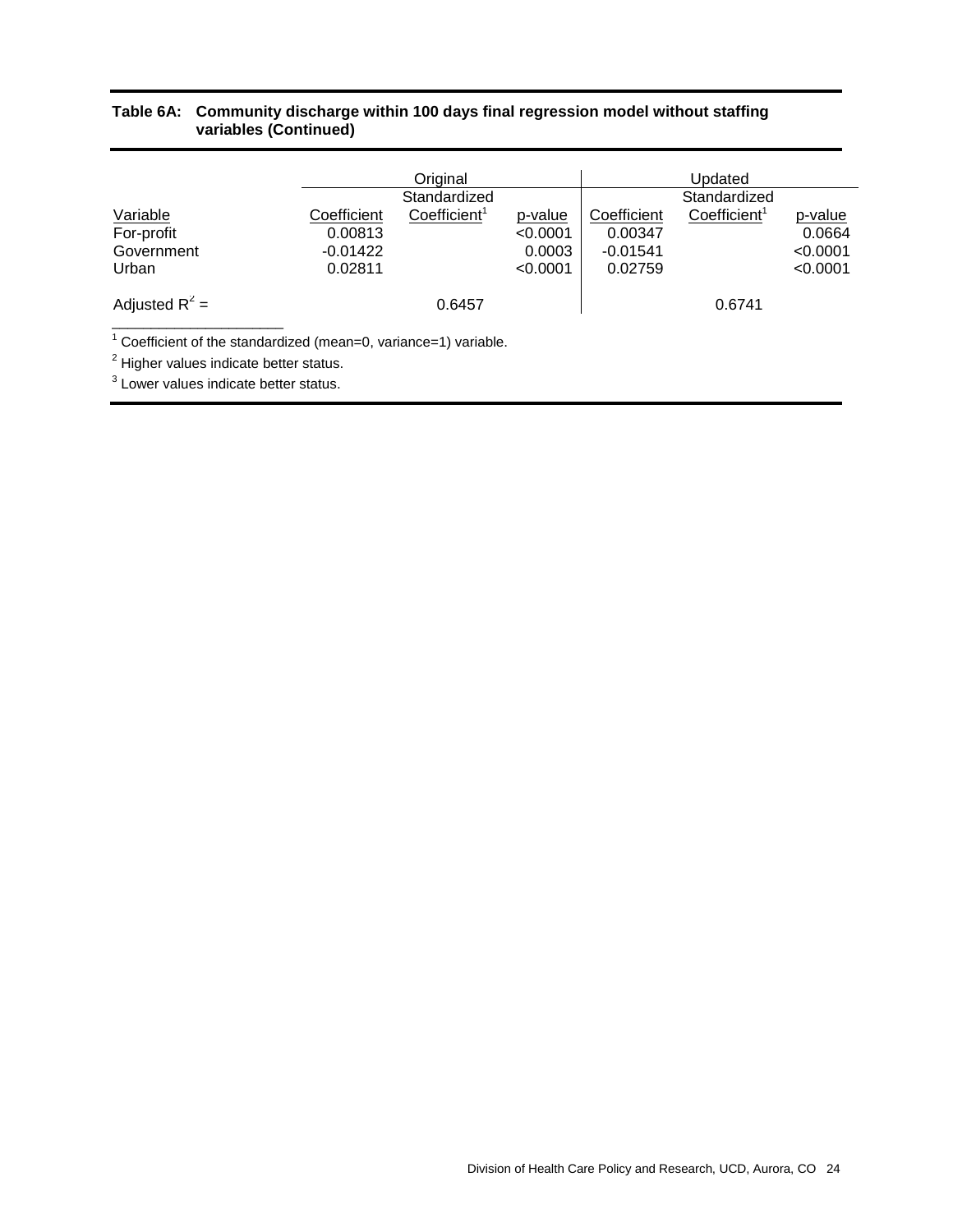**Table 6A: Community discharge within 100 days final regression model without staffing variables (Continued)**

| | Original | | | Updated | | |
|---|---|---|---|---|---|---|
| Variable | Coefficient | Standardized Coefficient[1] | p-value | Coefficient | Standardized Coefficient[1] | p-value |
| For-profit | 0.00813 | | <0.0001 | 0.00347 | | 0.0664 |
| Government | -0.01422 | | 0.0003 | -0.01541 | | <0.0001 |
| Urban | 0.02811 | | <0.0001 | 0.02759 | | <0.0001 |
| Adjusted $R^2$ = | | 0.6457 | | | 0.6741 | |

[1] Coefficient of the standardized (mean=0, variance=1) variable.

[2] Higher values indicate better status.

[3] Lower values indicate better status.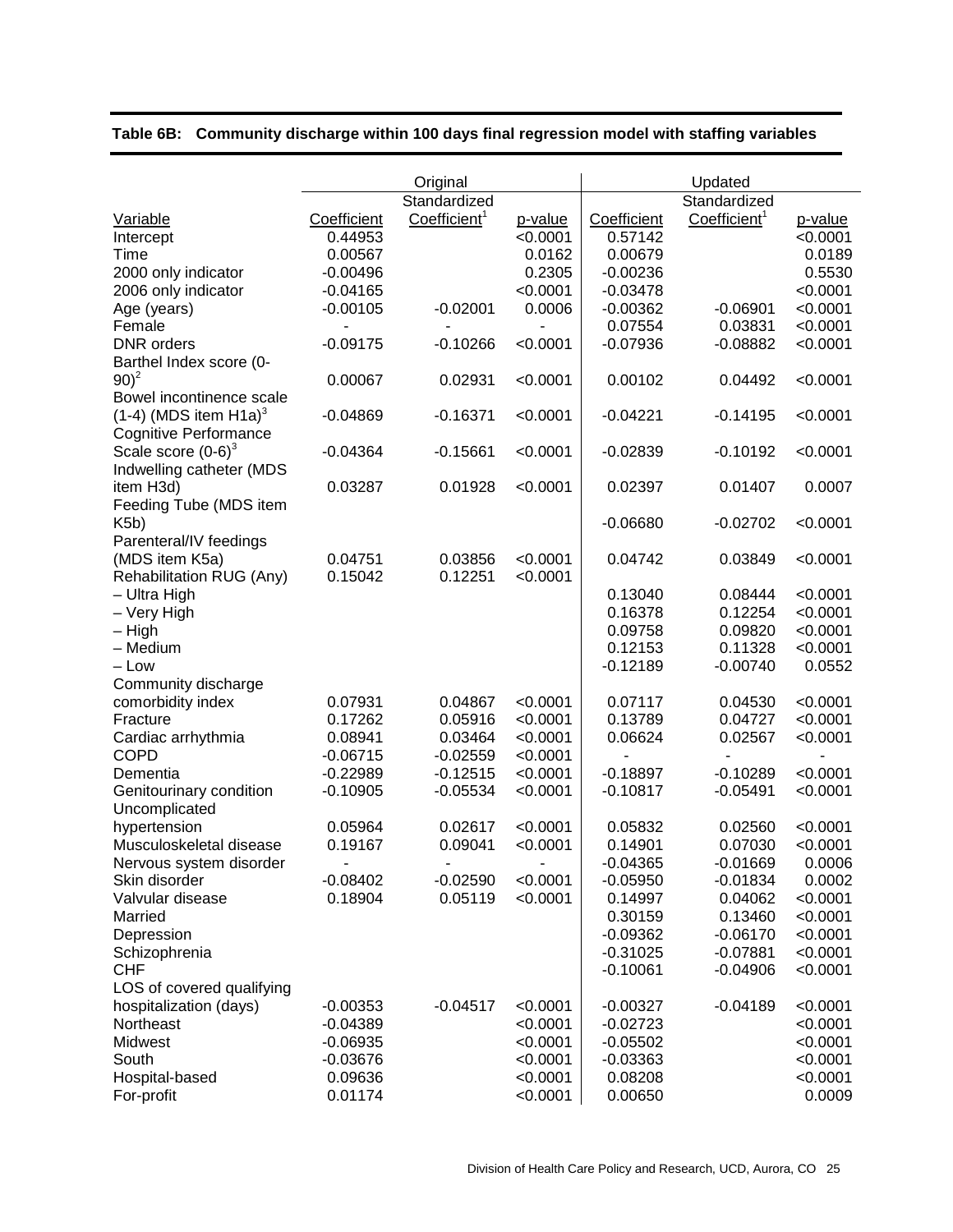**Table 6B: Community discharge within 100 days final regression model with staffing variables**

| | Original | | | Updated | | |
|---|---|---|---|---|---|---|
| Variable | Coefficient | Standardized Coefficient[1] | p-value | Coefficient | Standardized Coefficient[1] | p-value |
| Intercept | 0.44953 | | <0.0001 | 0.57142 | | <0.0001 |
| Time | 0.00567 | | 0.0162 | 0.00679 | | 0.0189 |
| 2000 only indicator | -0.00496 | | 0.2305 | -0.00236 | | 0.5530 |
| 2006 only indicator | -0.04165 | | <0.0001 | -0.03478 | | <0.0001 |
| Age (years) | -0.00105 | -0.02001 | 0.0006 | -0.00362 | -0.06901 | <0.0001 |
| Female | - | - | - | 0.07554 | 0.03831 | <0.0001 |
| DNR orders | -0.09175 | -0.10266 | <0.0001 | -0.07936 | -0.08882 | <0.0001 |
| Barthel Index score (0-90)[2] | 0.00067 | 0.02931 | <0.0001 | 0.00102 | 0.04492 | <0.0001 |
| Bowel incontinence scale (1-4) (MDS item H1a)[3] | -0.04869 | -0.16371 | <0.0001 | -0.04221 | -0.14195 | <0.0001 |
| Cognitive Performance Scale score (0-6)[3] | -0.04364 | -0.15661 | <0.0001 | -0.02839 | -0.10192 | <0.0001 |
| Indwelling catheter (MDS item H3d) | 0.03287 | 0.01928 | <0.0001 | 0.02397 | 0.01407 | 0.0007 |
| Feeding Tube (MDS item K5b) | | | | -0.06680 | -0.02702 | <0.0001 |
| Parenteral/IV feedings (MDS item K5a) | 0.04751 | 0.03856 | <0.0001 | 0.04742 | 0.03849 | <0.0001 |
| Rehabilitation RUG (Any) | 0.15042 | 0.12251 | <0.0001 | | | |
| – Ultra High | | | | 0.13040 | 0.08444 | <0.0001 |
| – Very High | | | | 0.16378 | 0.12254 | <0.0001 |
| – High | | | | 0.09758 | 0.09820 | <0.0001 |
| – Medium | | | | 0.12153 | 0.11328 | <0.0001 |
| – Low | | | | -0.12189 | -0.00740 | 0.0552 |
| Community discharge comorbidity index | 0.07931 | 0.04867 | <0.0001 | 0.07117 | 0.04530 | <0.0001 |
| Fracture | 0.17262 | 0.05916 | <0.0001 | 0.13789 | 0.04727 | <0.0001 |
| Cardiac arrhythmia | 0.08941 | 0.03464 | <0.0001 | 0.06624 | 0.02567 | <0.0001 |
| COPD | -0.06715 | -0.02559 | <0.0001 | - | - | - |
| Dementia | -0.22989 | -0.12515 | <0.0001 | -0.18897 | -0.10289 | <0.0001 |
| Genitourinary condition | -0.10905 | -0.05534 | <0.0001 | -0.10817 | -0.05491 | <0.0001 |
| Uncomplicated hypertension | 0.05964 | 0.02617 | <0.0001 | 0.05832 | 0.02560 | <0.0001 |
| Musculoskeletal disease | 0.19167 | 0.09041 | <0.0001 | 0.14901 | 0.07030 | <0.0001 |
| Nervous system disorder | - | - | - | -0.04365 | -0.01669 | 0.0006 |
| Skin disorder | -0.08402 | -0.02590 | <0.0001 | -0.05950 | -0.01834 | 0.0002 |
| Valvular disease | 0.18904 | 0.05119 | <0.0001 | 0.14997 | 0.04062 | <0.0001 |
| Married | | | | 0.30159 | 0.13460 | <0.0001 |
| Depression | | | | -0.09362 | -0.06170 | <0.0001 |
| Schizophrenia | | | | -0.31025 | -0.07881 | <0.0001 |
| CHF | | | | -0.10061 | -0.04906 | <0.0001 |
| LOS of covered qualifying hospitalization (days) | -0.00353 | -0.04517 | <0.0001 | -0.00327 | -0.04189 | <0.0001 |
| Northeast | -0.04389 | | <0.0001 | -0.02723 | | <0.0001 |
| Midwest | -0.06935 | | <0.0001 | -0.05502 | | <0.0001 |
| South | -0.03676 | | <0.0001 | -0.03363 | | <0.0001 |
| Hospital-based | 0.09636 | | <0.0001 | 0.08208 | | <0.0001 |
| For-profit | 0.01174 | | <0.0001 | 0.00650 | | 0.0009 |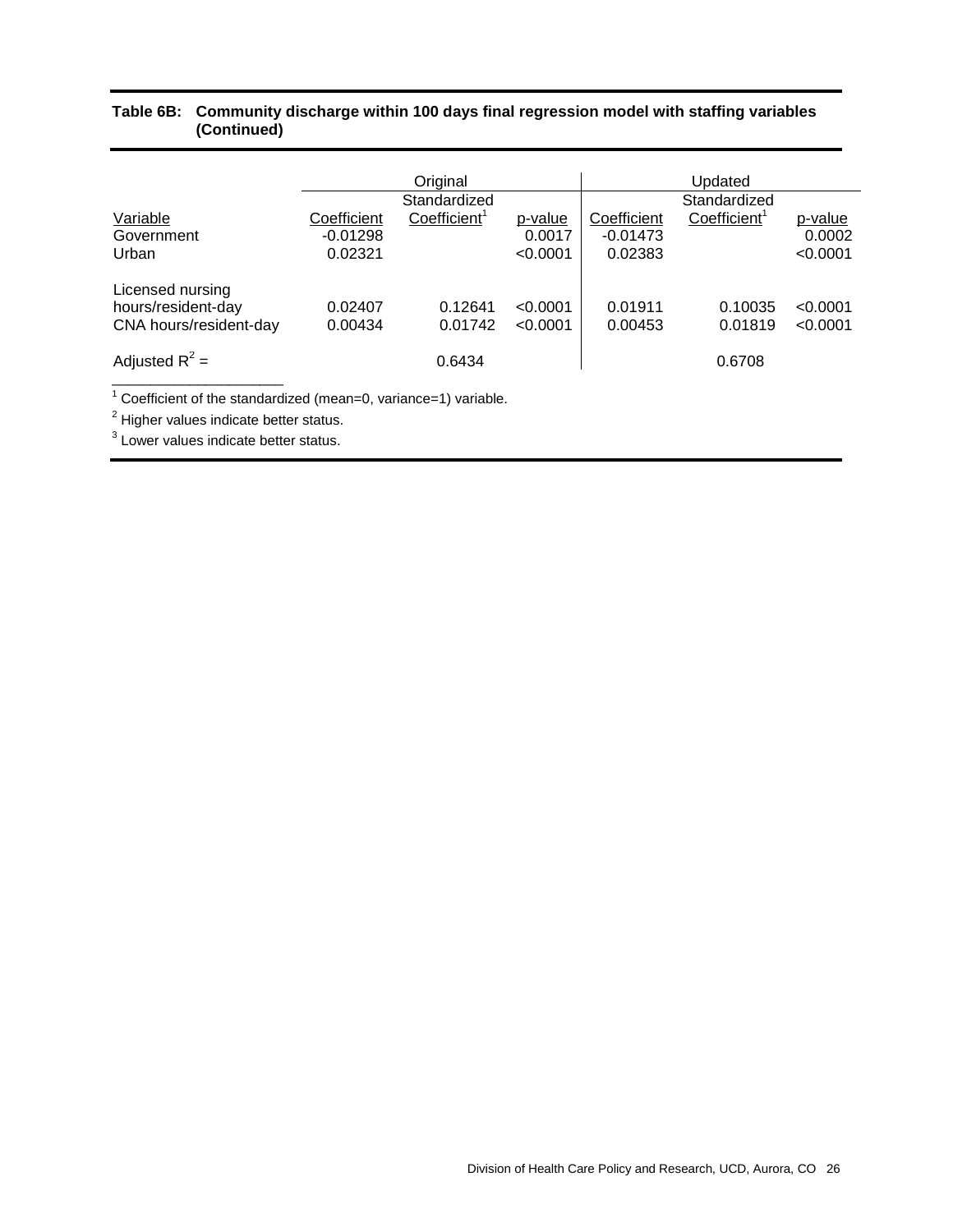**Table 6B: Community discharge within 100 days final regression model with staffing variables (Continued)**

| | Original | | | Updated | | |
|---|---|---|---|---|---|---|
| Variable | Coefficient | Standardized Coefficient[1] | p-value | Coefficient | Standardized Coefficient[1] | p-value |
| Government | -0.01298 | | 0.0017 | -0.01473 | | 0.0002 |
| Urban | 0.02321 | | <0.0001 | 0.02383 | | <0.0001 |
| Licensed nursing hours/resident-day | 0.02407 | 0.12641 | <0.0001 | 0.01911 | 0.10035 | <0.0001 |
| CNA hours/resident-day | 0.00434 | 0.01742 | <0.0001 | 0.00453 | 0.01819 | <0.0001 |
| Adjusted $R^2$ = | | 0.6434 | | | 0.6708 | |

[1] Coefficient of the standardized (mean=0, variance=1) variable.

[2] Higher values indicate better status.

[3] Lower values indicate better status.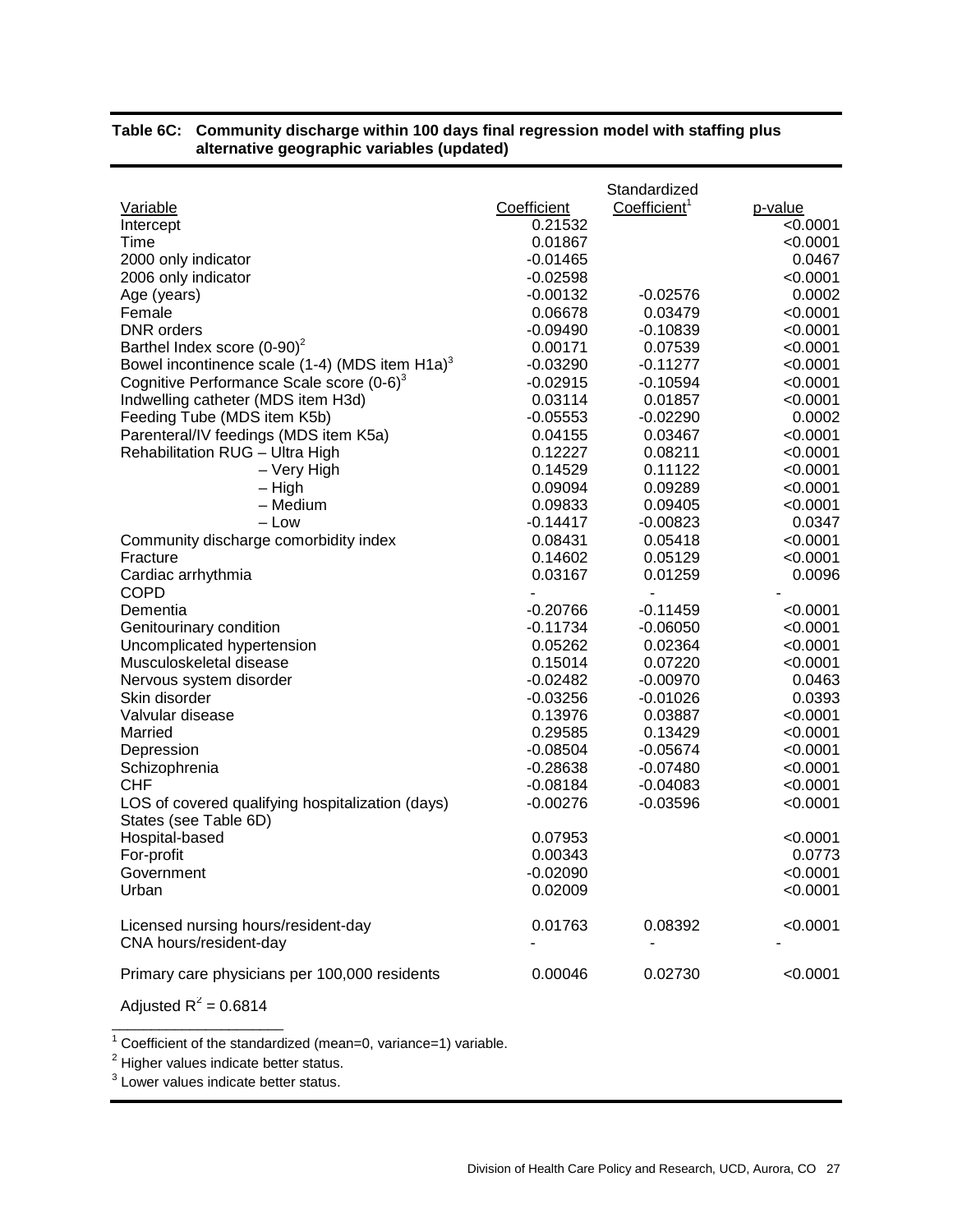**Table 6C: Community discharge within 100 days final regression model with staffing plus alternative geographic variables (updated)**

| Variable | Coefficient | Standardized Coefficient[1] | p-value |
|---|---|---|---|
| Intercept | 0.21532 | | <0.0001 |
| Time | 0.01867 | | <0.0001 |
| 2000 only indicator | -0.01465 | | 0.0467 |
| 2006 only indicator | -0.02598 | | <0.0001 |
| Age (years) | -0.00132 | -0.02576 | 0.0002 |
| Female | 0.06678 | 0.03479 | <0.0001 |
| DNR orders | -0.09490 | -0.10839 | <0.0001 |
| Barthel Index score (0-90)[2] | 0.00171 | 0.07539 | <0.0001 |
| Bowel incontinence scale (1-4) (MDS item H1a)[3] | -0.03290 | -0.11277 | <0.0001 |
| Cognitive Performance Scale score (0-6)[3] | -0.02915 | -0.10594 | <0.0001 |
| Indwelling catheter (MDS item H3d) | 0.03114 | 0.01857 | <0.0001 |
| Feeding Tube (MDS item K5b) | -0.05553 | -0.02290 | 0.0002 |
| Parenteral/IV feedings (MDS item K5a) | 0.04155 | 0.03467 | <0.0001 |
| Rehabilitation RUG – Ultra High | 0.12227 | 0.08211 | <0.0001 |
| – Very High | 0.14529 | 0.11122 | <0.0001 |
| – High | 0.09094 | 0.09289 | <0.0001 |
| – Medium | 0.09833 | 0.09405 | <0.0001 |
| – Low | -0.14417 | -0.00823 | 0.0347 |
| Community discharge comorbidity index | 0.08431 | 0.05418 | <0.0001 |
| Fracture | 0.14602 | 0.05129 | <0.0001 |
| Cardiac arrhythmia | 0.03167 | 0.01259 | 0.0096 |
| COPD | - | - | - |
| Dementia | -0.20766 | -0.11459 | <0.0001 |
| Genitourinary condition | -0.11734 | -0.06050 | <0.0001 |
| Uncomplicated hypertension | 0.05262 | 0.02364 | <0.0001 |
| Musculoskeletal disease | 0.15014 | 0.07220 | <0.0001 |
| Nervous system disorder | -0.02482 | -0.00970 | 0.0463 |
| Skin disorder | -0.03256 | -0.01026 | 0.0393 |
| Valvular disease | 0.13976 | 0.03887 | <0.0001 |
| Married | 0.29585 | 0.13429 | <0.0001 |
| Depression | -0.08504 | -0.05674 | <0.0001 |
| Schizophrenia | -0.28638 | -0.07480 | <0.0001 |
| CHF | -0.08184 | -0.04083 | <0.0001 |
| LOS of covered qualifying hospitalization (days) | -0.00276 | -0.03596 | <0.0001 |
| States (see Table 6D) | | | |
| Hospital-based | 0.07953 | | <0.0001 |
| For-profit | 0.00343 | | 0.0773 |
| Government | -0.02090 | | <0.0001 |
| Urban | 0.02009 | | <0.0001 |
| Licensed nursing hours/resident-day | 0.01763 | 0.08392 | <0.0001 |
| CNA hours/resident-day | - | - | - |
| Primary care physicians per 100,000 residents | 0.00046 | 0.02730 | <0.0001 |

Adjusted $R^2 = 0.6814$

[1] Coefficient of the standardized (mean=0, variance=1) variable.

[2] Higher values indicate better status.

[3] Lower values indicate better status.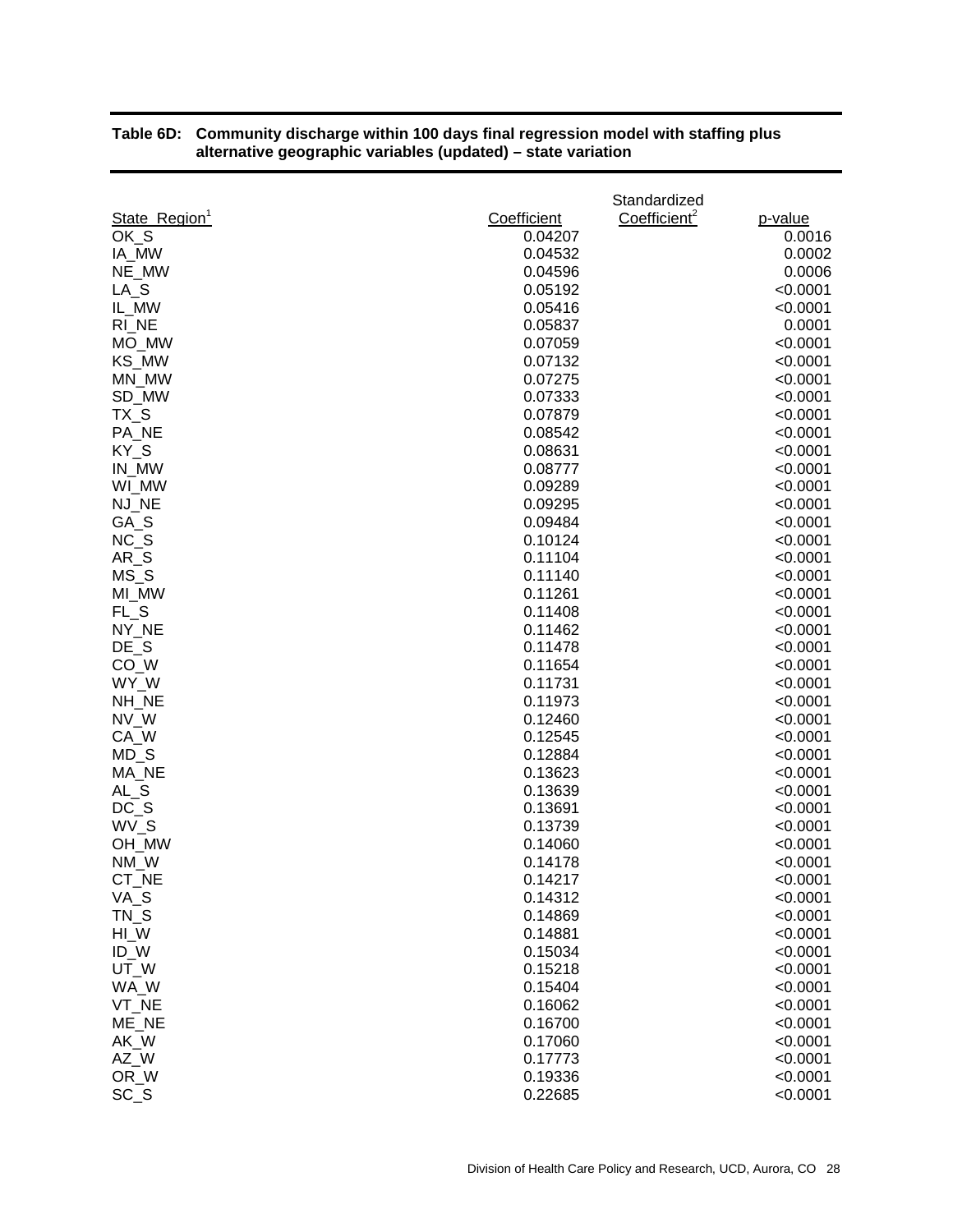**Table 6D: Community discharge within 100 days final regression model with staffing plus alternative geographic variables (updated) – state variation**

| State_Region[1] | Coefficient | Standardized Coefficient[2] | p-value |
|---|---|---|---|
| OK_S | 0.04207 | | 0.0016 |
| IA_MW | 0.04532 | | 0.0002 |
| NE_MW | 0.04596 | | 0.0006 |
| LA_S | 0.05192 | | <0.0001 |
| IL_MW | 0.05416 | | <0.0001 |
| RI_NE | 0.05837 | | 0.0001 |
| MO_MW | 0.07059 | | <0.0001 |
| KS_MW | 0.07132 | | <0.0001 |
| MN_MW | 0.07275 | | <0.0001 |
| SD_MW | 0.07333 | | <0.0001 |
| TX_S | 0.07879 | | <0.0001 |
| PA_NE | 0.08542 | | <0.0001 |
| KY_S | 0.08631 | | <0.0001 |
| IN_MW | 0.08777 | | <0.0001 |
| WI_MW | 0.09289 | | <0.0001 |
| NJ_NE | 0.09295 | | <0.0001 |
| GA_S | 0.09484 | | <0.0001 |
| NC_S | 0.10124 | | <0.0001 |
| AR_S | 0.11104 | | <0.0001 |
| MS_S | 0.11140 | | <0.0001 |
| MI_MW | 0.11261 | | <0.0001 |
| FL_S | 0.11408 | | <0.0001 |
| NY_NE | 0.11462 | | <0.0001 |
| DE_S | 0.11478 | | <0.0001 |
| CO_W | 0.11654 | | <0.0001 |
| WY_W | 0.11731 | | <0.0001 |
| NH_NE | 0.11973 | | <0.0001 |
| NV_W | 0.12460 | | <0.0001 |
| CA_W | 0.12545 | | <0.0001 |
| MD_S | 0.12884 | | <0.0001 |
| MA_NE | 0.13623 | | <0.0001 |
| AL_S | 0.13639 | | <0.0001 |
| DC_S | 0.13691 | | <0.0001 |
| WV_S | 0.13739 | | <0.0001 |
| OH_MW | 0.14060 | | <0.0001 |
| NM_W | 0.14178 | | <0.0001 |
| CT_NE | 0.14217 | | <0.0001 |
| VA_S | 0.14312 | | <0.0001 |
| TN_S | 0.14869 | | <0.0001 |
| HI_W | 0.14881 | | <0.0001 |
| ID_W | 0.15034 | | <0.0001 |
| UT_W | 0.15218 | | <0.0001 |
| WA_W | 0.15404 | | <0.0001 |
| VT_NE | 0.16062 | | <0.0001 |
| ME_NE | 0.16700 | | <0.0001 |
| AK_W | 0.17060 | | <0.0001 |
| AZ_W | 0.17773 | | <0.0001 |
| OR_W | 0.19336 | | <0.0001 |
| SC_S | 0.22685 | | <0.0001 |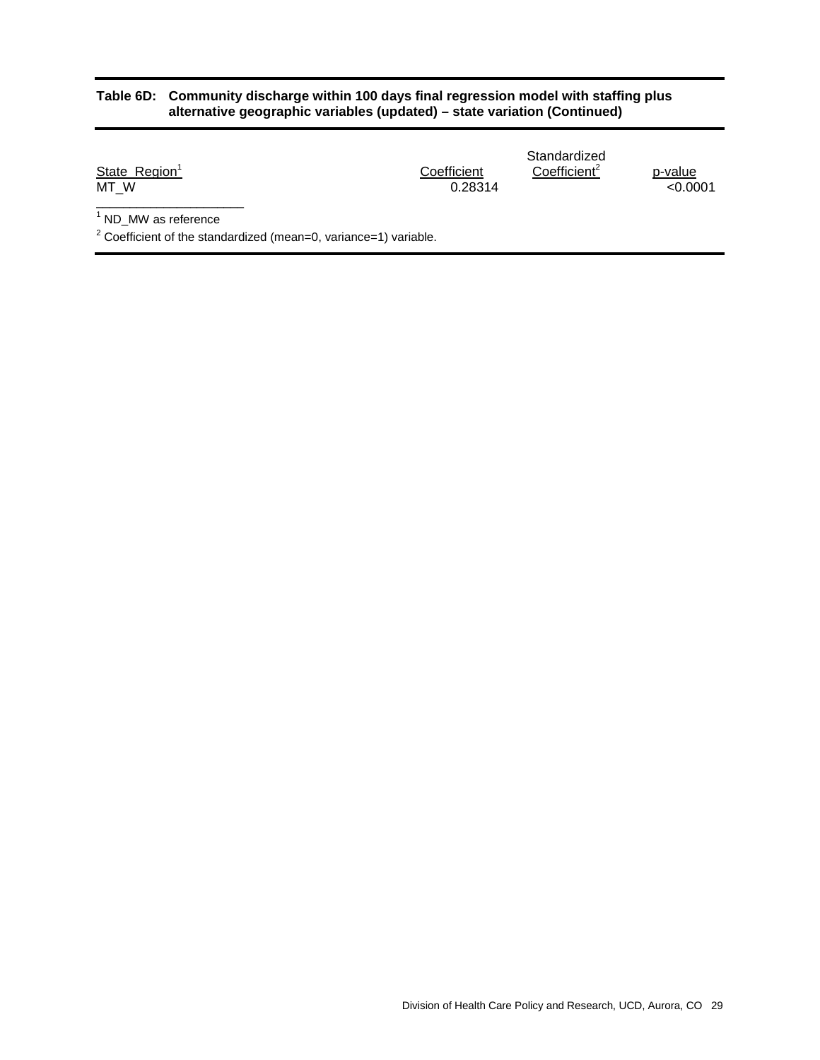**Table 6D: Community discharge within 100 days final regression model with staffing plus alternative geographic variables (updated) – state variation (Continued)**

| State_Region[1] | Coefficient | Standardized Coefficient[2] | p-value |
|---|---|---|---|
| MT_W | 0.28314 | | <0.0001 |

[1] ND_MW as reference

[2] Coefficient of the standardized (mean=0, variance=1) variable.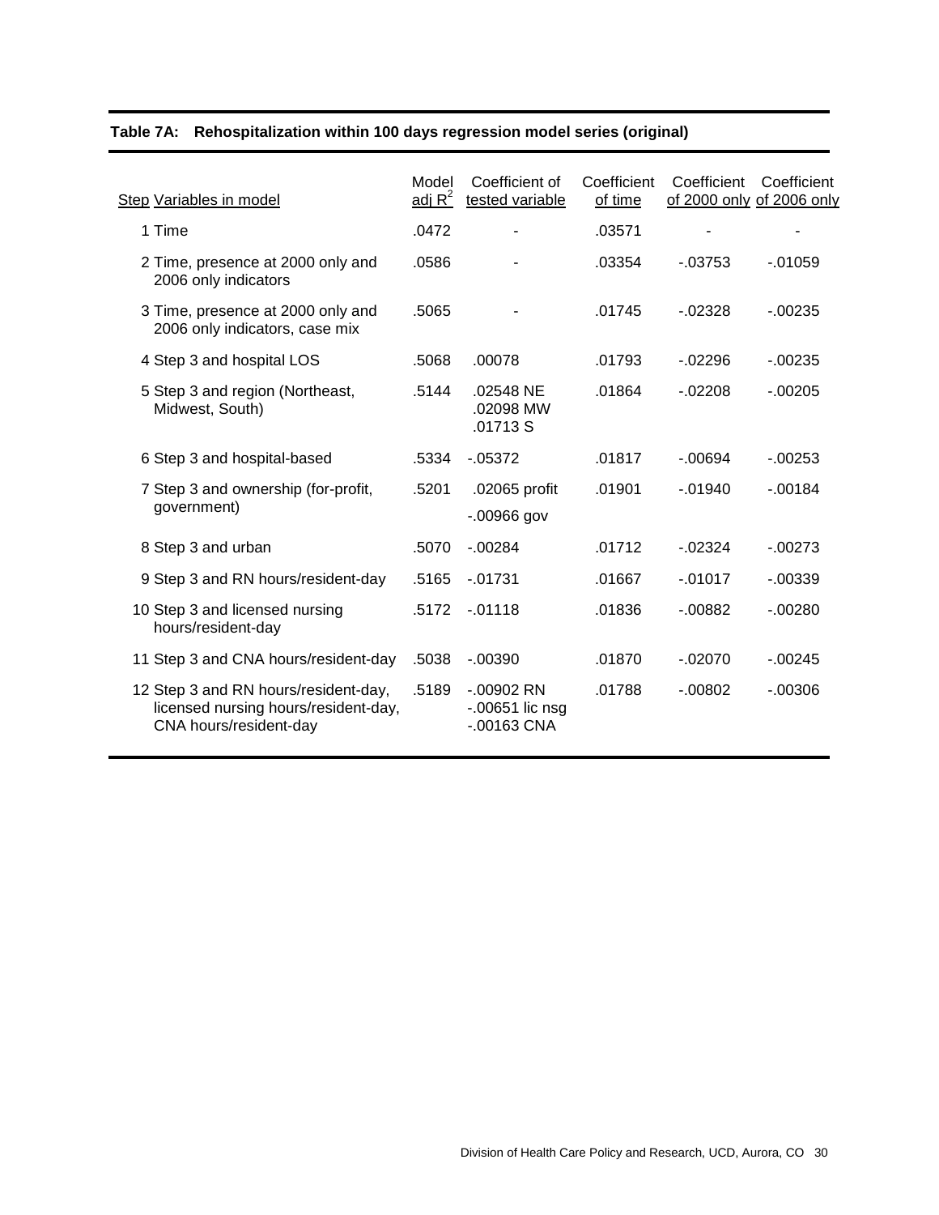**Table 7A: Rehospitalization within 100 days regression model series (original)**

| Step | Variables in model | Model adj $R^2$ | Coefficient of tested variable | Coefficient of time | Coefficient of 2000 only | Coefficient of 2006 only |
|---|---|---|---|---|---|---|
| 1 | Time | .0472 | - | .03571 | - | - |
| 2 | Time, presence at 2000 only and 2006 only indicators | .0586 | - | .03354 | -.03753 | -.01059 |
| 3 | Time, presence at 2000 only and 2006 only indicators, case mix | .5065 | - | .01745 | -.02328 | -.00235 |
| 4 | Step 3 and hospital LOS | .5068 | .00078 | .01793 | -.02296 | -.00235 |
| 5 | Step 3 and region (Northeast, Midwest, South) | .5144 | .02548 NE<br>.02098 MW<br>.01713 S | .01864 | -.02208 | -.00205 |
| 6 | Step 3 and hospital-based | .5334 | -.05372 | .01817 | -.00694 | -.00253 |
| 7 | Step 3 and ownership (for-profit, government) | .5201 | .02065 profit<br>-.00966 gov | .01901 | -.01940 | -.00184 |
| 8 | Step 3 and urban | .5070 | -.00284 | .01712 | -.02324 | -.00273 |
| 9 | Step 3 and RN hours/resident-day | .5165 | -.01731 | .01667 | -.01017 | -.00339 |
| 10 | Step 3 and licensed nursing hours/resident-day | .5172 | -.01118 | .01836 | -.00882 | -.00280 |
| 11 | Step 3 and CNA hours/resident-day | .5038 | -.00390 | .01870 | -.02070 | -.00245 |
| 12 | Step 3 and RN hours/resident-day, licensed nursing hours/resident-day, CNA hours/resident-day | .5189 | -.00902 RN<br>-.00651 lic nsg<br>-.00163 CNA | .01788 | -.00802 | -.00306 |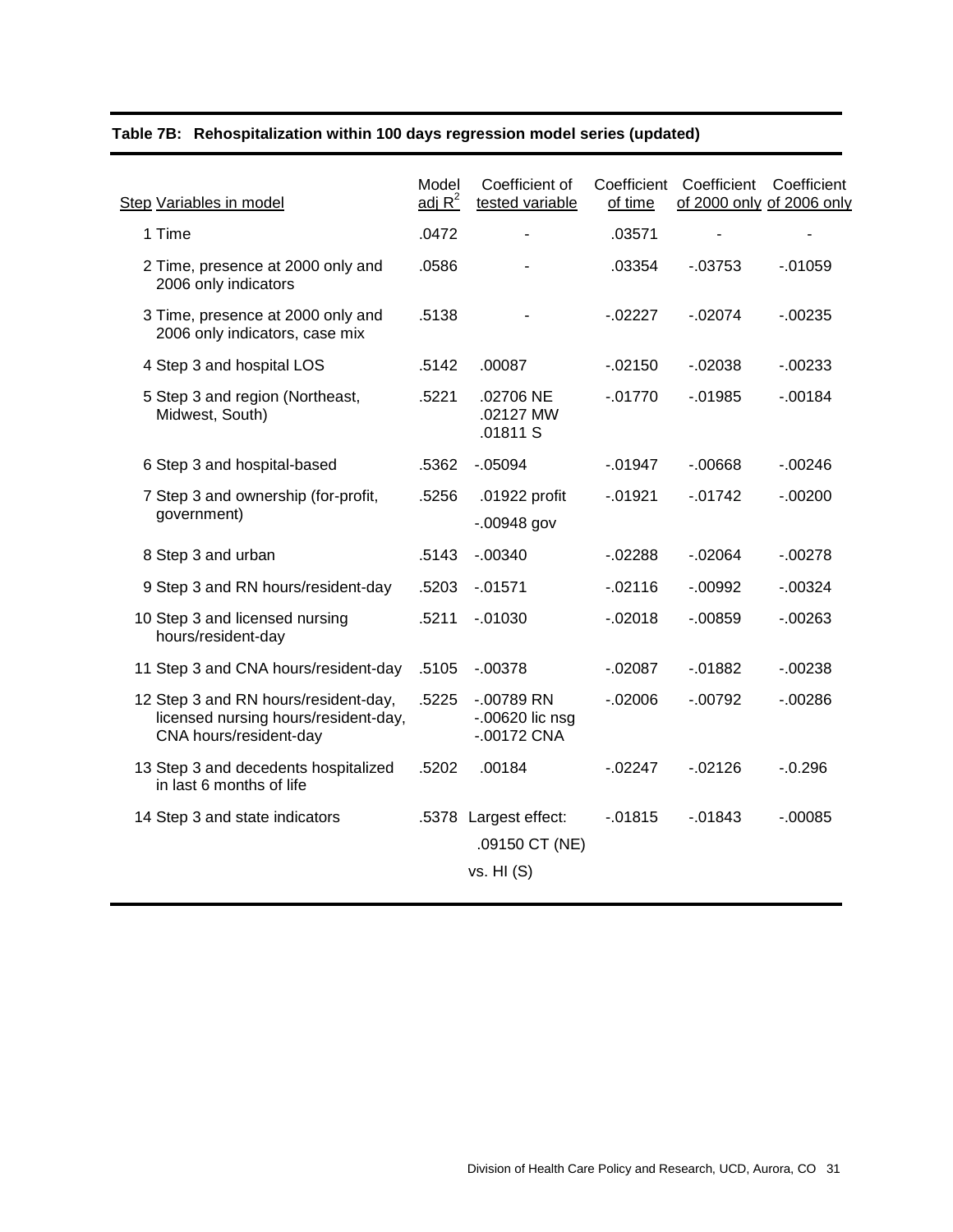**Table 7B: Rehospitalization within 100 days regression model series (updated)**

| Step | Variables in model | Model adj $R^2$ | Coefficient of tested variable | Coefficient of time | Coefficient of 2000 only | Coefficient of 2006 only |
|---|---|---|---|---|---|---|
| 1 | Time | .0472 | - | .03571 | - | - |
| 2 | Time, presence at 2000 only and 2006 only indicators | .0586 | - | .03354 | -.03753 | -.01059 |
| 3 | Time, presence at 2000 only and 2006 only indicators, case mix | .5138 | - | -.02227 | -.02074 | -.00235 |
| 4 | Step 3 and hospital LOS | .5142 | .00087 | -.02150 | -.02038 | -.00233 |
| 5 | Step 3 and region (Northeast, Midwest, South) | .5221 | .02706 NE<br>.02127 MW<br>.01811 S | -.01770 | -.01985 | -.00184 |
| 6 | Step 3 and hospital-based | .5362 | -.05094 | -.01947 | -.00668 | -.00246 |
| 7 | Step 3 and ownership (for-profit, government) | .5256 | .01922 profit<br>-.00948 gov | -.01921 | -.01742 | -.00200 |
| 8 | Step 3 and urban | .5143 | -.00340 | -.02288 | -.02064 | -.00278 |
| 9 | Step 3 and RN hours/resident-day | .5203 | -.01571 | -.02116 | -.00992 | -.00324 |
| 10 | Step 3 and licensed nursing hours/resident-day | .5211 | -.01030 | -.02018 | -.00859 | -.00263 |
| 11 | Step 3 and CNA hours/resident-day | .5105 | -.00378 | -.02087 | -.01882 | -.00238 |
| 12 | Step 3 and RN hours/resident-day, licensed nursing hours/resident-day, CNA hours/resident-day | .5225 | -.00789 RN<br>-.00620 lic nsg<br>-.00172 CNA | -.02006 | -.00792 | -.00286 |
| 13 | Step 3 and decedents hospitalized in last 6 months of life | .5202 | .00184 | -.02247 | -.02126 | -.0.296 |
| 14 | Step 3 and state indicators | .5378 | Largest effect:<br>.09150 CT (NE)<br>vs. HI (S) | -.01815 | -.01843 | -.00085 |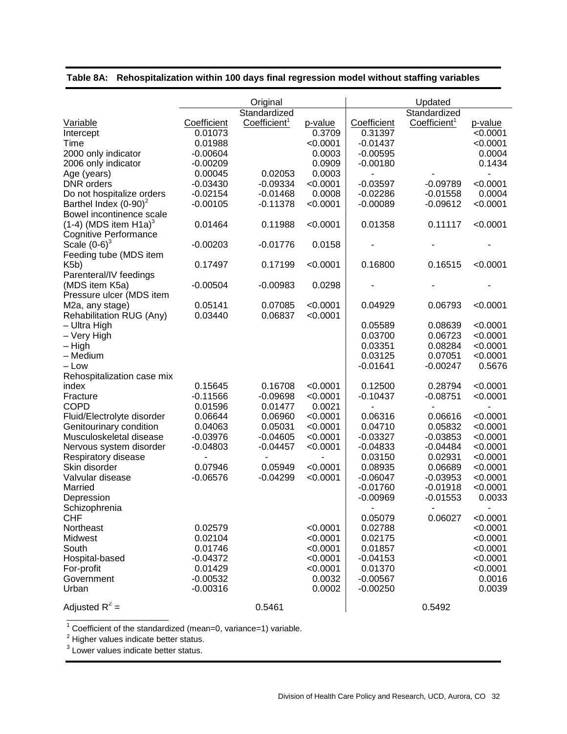**Table 8A: Rehospitalization within 100 days final regression model without staffing variables**

| Variable | Original Coefficient | Original Standardized Coefficient[1] | Original p-value | Updated Coefficient | Updated Standardized Coefficient[1] | Updated p-value |
|---|---|---|---|---|---|---|
| Intercept | 0.01073 | | 0.3709 | 0.31397 | | <0.0001 |
| Time | 0.01988 | | <0.0001 | -0.01437 | | <0.0001 |
| 2000 only indicator | -0.00604 | | 0.0003 | -0.00595 | | 0.0004 |
| 2006 only indicator | -0.00209 | | 0.0909 | -0.00180 | | 0.1434 |
| Age (years) | 0.00045 | 0.02053 | 0.0003 | - | - | - |
| DNR orders | -0.03430 | -0.09334 | <0.0001 | -0.03597 | -0.09789 | <0.0001 |
| Do not hospitalize orders | -0.02154 | -0.01468 | 0.0008 | -0.02286 | -0.01558 | 0.0004 |
| Barthel Index (0-90)[2] | -0.00105 | -0.11378 | <0.0001 | -0.00089 | -0.09612 | <0.0001 |
| Bowel incontinence scale (1-4) (MDS item H1a)[3] | 0.01464 | 0.11988 | <0.0001 | 0.01358 | 0.11117 | <0.0001 |
| Cognitive Performance Scale (0-6)[3] | -0.00203 | -0.01776 | 0.0158 | - | - | - |
| Feeding tube (MDS item K5b) | 0.17497 | 0.17199 | <0.0001 | 0.16800 | 0.16515 | <0.0001 |
| Parenteral/IV feedings (MDS item K5a) | -0.00504 | -0.00983 | 0.0298 | - | - | - |
| Pressure ulcer (MDS item M2a, any stage) | 0.05141 | 0.07085 | <0.0001 | 0.04929 | 0.06793 | <0.0001 |
| Rehabilitation RUG (Any) | 0.03440 | 0.06837 | <0.0001 | | | |
| – Ultra High | | | | 0.05589 | 0.08639 | <0.0001 |
| – Very High | | | | 0.03700 | 0.06723 | <0.0001 |
| – High | | | | 0.03351 | 0.08284 | <0.0001 |
| – Medium | | | | 0.03125 | 0.07051 | <0.0001 |
| – Low | | | | -0.01641 | -0.00247 | 0.5676 |
| Rehospitalization case mix index | 0.15645 | 0.16708 | <0.0001 | 0.12500 | 0.28794 | <0.0001 |
| Fracture | -0.11566 | -0.09698 | <0.0001 | -0.10437 | -0.08751 | <0.0001 |
| COPD | 0.01596 | 0.01477 | 0.0021 | - | - | - |
| Fluid/Electrolyte disorder | 0.06644 | 0.06960 | <0.0001 | 0.06316 | 0.06616 | <0.0001 |
| Genitourinary condition | 0.04063 | 0.05031 | <0.0001 | 0.04710 | 0.05832 | <0.0001 |
| Musculoskeletal disease | -0.03976 | -0.04605 | <0.0001 | -0.03327 | -0.03853 | <0.0001 |
| Nervous system disorder | -0.04803 | -0.04457 | <0.0001 | -0.04833 | -0.04484 | <0.0001 |
| Respiratory disease | - | - | - | 0.03150 | 0.02931 | <0.0001 |
| Skin disorder | 0.07946 | 0.05949 | <0.0001 | 0.08935 | 0.06689 | <0.0001 |
| Valvular disease | -0.06576 | -0.04299 | <0.0001 | -0.06047 | -0.03953 | <0.0001 |
| Married | | | | -0.01760 | -0.01918 | <0.0001 |
| Depression | | | | -0.00969 | -0.01553 | 0.0033 |
| Schizophrenia | | | | - | - | - |
| CHF | | | | 0.05079 | 0.06027 | <0.0001 |
| Northeast | 0.02579 | | <0.0001 | 0.02788 | | <0.0001 |
| Midwest | 0.02104 | | <0.0001 | 0.02175 | | <0.0001 |
| South | 0.01746 | | <0.0001 | 0.01857 | | <0.0001 |
| Hospital-based | -0.04372 | | <0.0001 | -0.04153 | | <0.0001 |
| For-profit | 0.01429 | | <0.0001 | 0.01370 | | <0.0001 |
| Government | -0.00532 | | 0.0032 | -0.00567 | | 0.0016 |
| Urban | -0.00316 | | 0.0002 | -0.00250 | | 0.0039 |
| Adjusted $R^2$ = | | 0.5461 | | | 0.5492 | |

[1] Coefficient of the standardized (mean=0, variance=1) variable.
[2] Higher values indicate better status.
[3] Lower values indicate better status.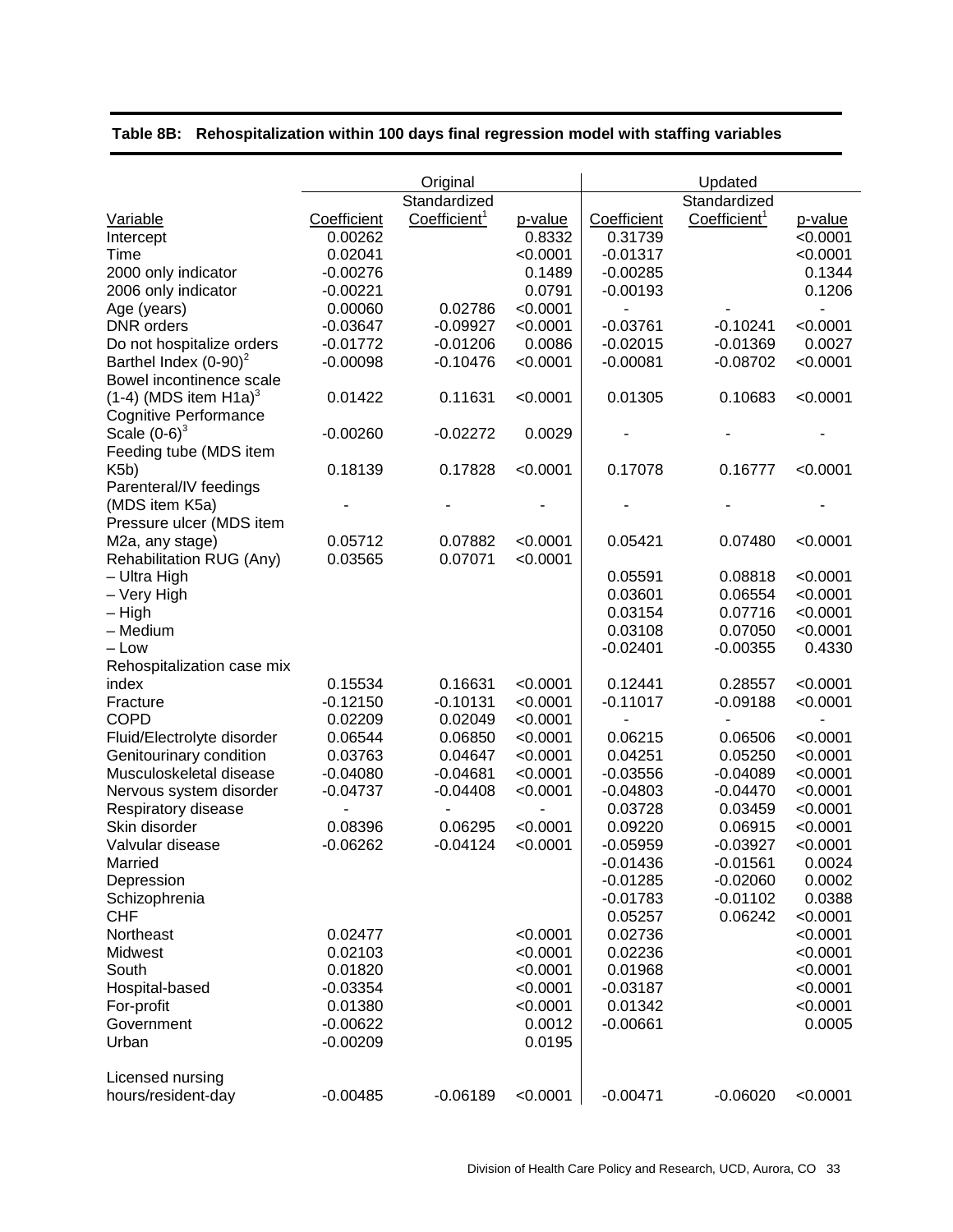**Table 8B: Rehospitalization within 100 days final regression model with staffing variables**

| | Original | | | Updated | | |
|---|---|---|---|---|---|---|
| Variable | Coefficient | Standardized Coefficient[1] | p-value | Coefficient | Standardized Coefficient[1] | p-value |
| Intercept | 0.00262 | | 0.8332 | 0.31739 | | <0.0001 |
| Time | 0.02041 | | <0.0001 | -0.01317 | | <0.0001 |
| 2000 only indicator | -0.00276 | | 0.1489 | -0.00285 | | 0.1344 |
| 2006 only indicator | -0.00221 | | 0.0791 | -0.00193 | | 0.1206 |
| Age (years) | 0.00060 | 0.02786 | <0.0001 | - | - | - |
| DNR orders | -0.03647 | -0.09927 | <0.0001 | -0.03761 | -0.10241 | <0.0001 |
| Do not hospitalize orders | -0.01772 | -0.01206 | 0.0086 | -0.02015 | -0.01369 | 0.0027 |
| Barthel Index (0-90)[2] | -0.00098 | -0.10476 | <0.0001 | -0.00081 | -0.08702 | <0.0001 |
| Bowel incontinence scale (1-4) (MDS item H1a)[3] | 0.01422 | 0.11631 | <0.0001 | 0.01305 | 0.10683 | <0.0001 |
| Cognitive Performance Scale (0-6)[3] | -0.00260 | -0.02272 | 0.0029 | - | - | - |
| Feeding tube (MDS item K5b) | 0.18139 | 0.17828 | <0.0001 | 0.17078 | 0.16777 | <0.0001 |
| Parenteral/IV feedings (MDS item K5a) | - | - | - | - | - | - |
| Pressure ulcer (MDS item M2a, any stage) | 0.05712 | 0.07882 | <0.0001 | 0.05421 | 0.07480 | <0.0001 |
| Rehabilitation RUG (Any) | 0.03565 | 0.07071 | <0.0001 | | | |
| – Ultra High | | | | 0.05591 | 0.08818 | <0.0001 |
| – Very High | | | | 0.03601 | 0.06554 | <0.0001 |
| – High | | | | 0.03154 | 0.07716 | <0.0001 |
| – Medium | | | | 0.03108 | 0.07050 | <0.0001 |
| – Low | | | | -0.02401 | -0.00355 | 0.4330 |
| Rehospitalization case mix index | 0.15534 | 0.16631 | <0.0001 | 0.12441 | 0.28557 | <0.0001 |
| Fracture | -0.12150 | -0.10131 | <0.0001 | -0.11017 | -0.09188 | <0.0001 |
| COPD | 0.02209 | 0.02049 | <0.0001 | - | - | - |
| Fluid/Electrolyte disorder | 0.06544 | 0.06850 | <0.0001 | 0.06215 | 0.06506 | <0.0001 |
| Genitourinary condition | 0.03763 | 0.04647 | <0.0001 | 0.04251 | 0.05250 | <0.0001 |
| Musculoskeletal disease | -0.04080 | -0.04681 | <0.0001 | -0.03556 | -0.04089 | <0.0001 |
| Nervous system disorder | -0.04737 | -0.04408 | <0.0001 | -0.04803 | -0.04470 | <0.0001 |
| Respiratory disease | - | - | - | 0.03728 | 0.03459 | <0.0001 |
| Skin disorder | 0.08396 | 0.06295 | <0.0001 | 0.09220 | 0.06915 | <0.0001 |
| Valvular disease | -0.06262 | -0.04124 | <0.0001 | -0.05959 | -0.03927 | <0.0001 |
| Married | | | | -0.01436 | -0.01561 | 0.0024 |
| Depression | | | | -0.01285 | -0.02060 | 0.0002 |
| Schizophrenia | | | | -0.01783 | -0.01102 | 0.0388 |
| CHF | | | | 0.05257 | 0.06242 | <0.0001 |
| Northeast | 0.02477 | | <0.0001 | 0.02736 | | <0.0001 |
| Midwest | 0.02103 | | <0.0001 | 0.02236 | | <0.0001 |
| South | 0.01820 | | <0.0001 | 0.01968 | | <0.0001 |
| Hospital-based | -0.03354 | | <0.0001 | -0.03187 | | <0.0001 |
| For-profit | 0.01380 | | <0.0001 | 0.01342 | | <0.0001 |
| Government | -0.00622 | | 0.0012 | -0.00661 | | 0.0005 |
| Urban | -0.00209 | | 0.0195 | | | |
| Licensed nursing hours/resident-day | -0.00485 | -0.06189 | <0.0001 | -0.00471 | -0.06020 | <0.0001 |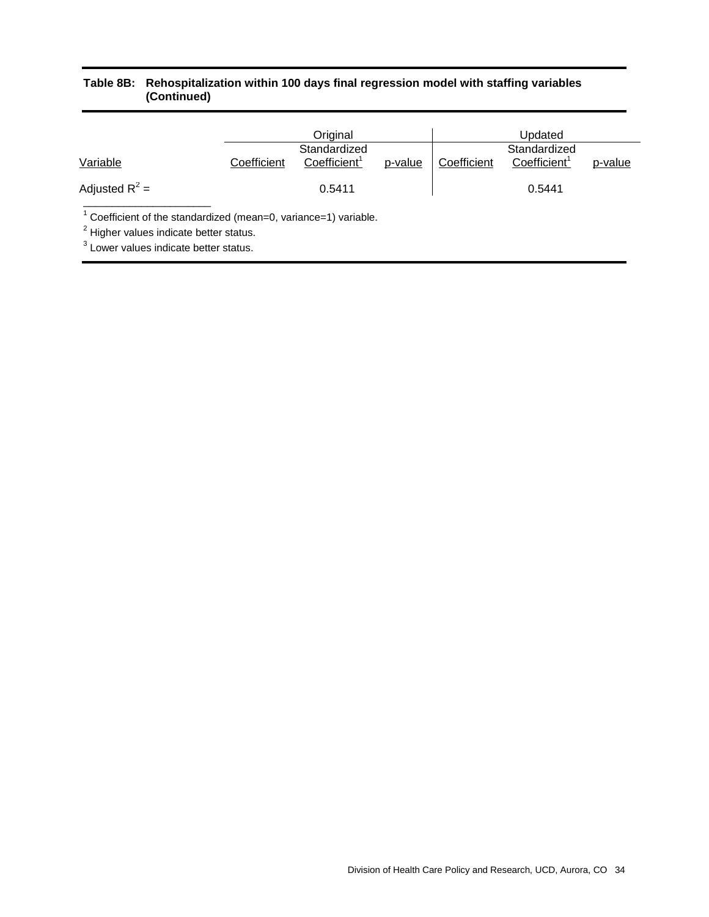**Table 8B: Rehospitalization within 100 days final regression model with staffing variables (Continued)**

| | Original | | | Updated | | |
|---|---|---|---|---|---|---|
| Variable | Coefficient | Standardized Coefficient[1] | p-value | Coefficient | Standardized Coefficient[1] | p-value |
| Adjusted $R^2$ = | | 0.5411 | | | 0.5441 | |

[1] Coefficient of the standardized (mean=0, variance=1) variable.

[2] Higher values indicate better status.

[3] Lower values indicate better status.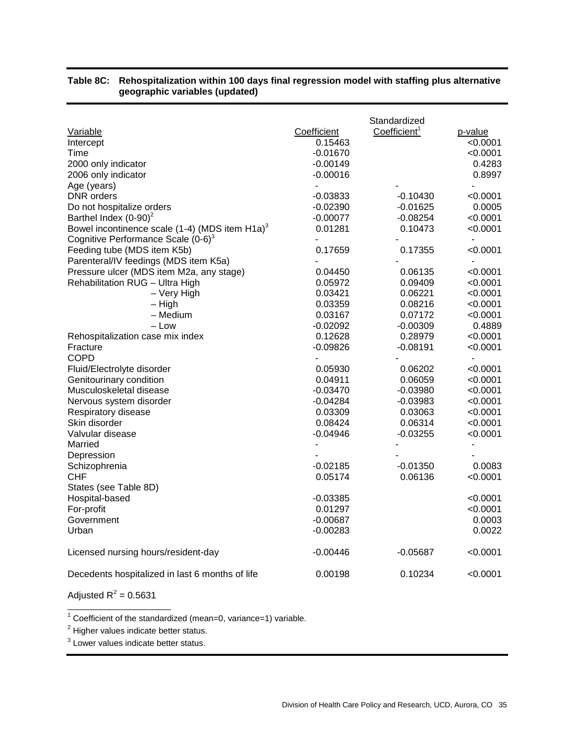**Table 8C: Rehospitalization within 100 days final regression model with staffing plus alternative geographic variables (updated)**

| Variable | Coefficient | Standardized Coefficient[1] | p-value |
|---|---|---|---|
| Intercept | 0.15463 | | <0.0001 |
| Time | -0.01670 | | <0.0001 |
| 2000 only indicator | -0.00149 | | 0.4283 |
| 2006 only indicator | -0.00016 | | 0.8997 |
| Age (years) | - | - | - |
| DNR orders | -0.03833 | -0.10430 | <0.0001 |
| Do not hospitalize orders | -0.02390 | -0.01625 | 0.0005 |
| Barthel Index (0-90)[2] | -0.00077 | -0.08254 | <0.0001 |
| Bowel incontinence scale (1-4) (MDS item H1a)[3] | 0.01281 | 0.10473 | <0.0001 |
| Cognitive Performance Scale (0-6)[3] | - | - | - |
| Feeding tube (MDS item K5b) | 0.17659 | 0.17355 | <0.0001 |
| Parenteral/IV feedings (MDS item K5a) | - | - | - |
| Pressure ulcer (MDS item M2a, any stage) | 0.04450 | 0.06135 | <0.0001 |
| Rehabilitation RUG – Ultra High | 0.05972 | 0.09409 | <0.0001 |
| – Very High | 0.03421 | 0.06221 | <0.0001 |
| – High | 0.03359 | 0.08216 | <0.0001 |
| – Medium | 0.03167 | 0.07172 | <0.0001 |
| – Low | -0.02092 | -0.00309 | 0.4889 |
| Rehospitalization case mix index | 0.12628 | 0.28979 | <0.0001 |
| Fracture | -0.09826 | -0.08191 | <0.0001 |
| COPD | - | - | - |
| Fluid/Electrolyte disorder | 0.05930 | 0.06202 | <0.0001 |
| Genitourinary condition | 0.04911 | 0.06059 | <0.0001 |
| Musculoskeletal disease | -0.03470 | -0.03980 | <0.0001 |
| Nervous system disorder | -0.04284 | -0.03983 | <0.0001 |
| Respiratory disease | 0.03309 | 0.03063 | <0.0001 |
| Skin disorder | 0.08424 | 0.06314 | <0.0001 |
| Valvular disease | -0.04946 | -0.03255 | <0.0001 |
| Married | - | - | - |
| Depression | - | - | - |
| Schizophrenia | -0.02185 | -0.01350 | 0.0083 |
| CHF | 0.05174 | 0.06136 | <0.0001 |
| States (see Table 8D) | | | |
| Hospital-based | -0.03385 | | <0.0001 |
| For-profit | 0.01297 | | <0.0001 |
| Government | -0.00687 | | 0.0003 |
| Urban | -0.00283 | | 0.0022 |
| Licensed nursing hours/resident-day | -0.00446 | -0.05687 | <0.0001 |
| Decedents hospitalized in last 6 months of life | 0.00198 | 0.10234 | <0.0001 |

Adjusted $R^2 = 0.5631$

[1] Coefficient of the standardized (mean=0, variance=1) variable.

[2] Higher values indicate better status.

[3] Lower values indicate better status.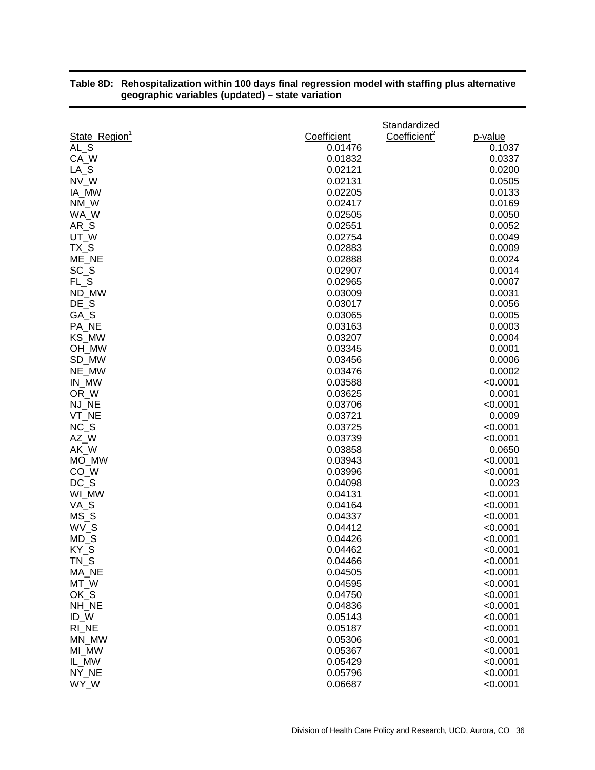**Table 8D: Rehospitalization within 100 days final regression model with staffing plus alternative geographic variables (updated) – state variation**

| State_Region[1] | Coefficient | Standardized Coefficient[2] | p-value |
|---|---|---|---|
| AL_S | 0.01476 | | 0.1037 |
| CA_W | 0.01832 | | 0.0337 |
| LA_S | 0.02121 | | 0.0200 |
| NV_W | 0.02131 | | 0.0505 |
| IA_MW | 0.02205 | | 0.0133 |
| NM_W | 0.02417 | | 0.0169 |
| WA_W | 0.02505 | | 0.0050 |
| AR_S | 0.02551 | | 0.0052 |
| UT_W | 0.02754 | | 0.0049 |
| TX_S | 0.02883 | | 0.0009 |
| ME_NE | 0.02888 | | 0.0024 |
| SC_S | 0.02907 | | 0.0014 |
| FL_S | 0.02965 | | 0.0007 |
| ND_MW | 0.03009 | | 0.0031 |
| DE_S | 0.03017 | | 0.0056 |
| GA_S | 0.03065 | | 0.0005 |
| PA_NE | 0.03163 | | 0.0003 |
| KS_MW | 0.03207 | | 0.0004 |
| OH_MW | 0.03345 | | 0.0001 |
| SD_MW | 0.03456 | | 0.0006 |
| NE_MW | 0.03476 | | 0.0002 |
| IN_MW | 0.03588 | | <0.0001 |
| OR_W | 0.03625 | | 0.0001 |
| NJ_NE | 0.03706 | | <0.0001 |
| VT_NE | 0.03721 | | 0.0009 |
| NC_S | 0.03725 | | <0.0001 |
| AZ_W | 0.03739 | | <0.0001 |
| AK_W | 0.03858 | | 0.0650 |
| MO_MW | 0.03943 | | <0.0001 |
| CO_W | 0.03996 | | <0.0001 |
| DC_S | 0.04098 | | 0.0023 |
| WI_MW | 0.04131 | | <0.0001 |
| VA_S | 0.04164 | | <0.0001 |
| MS_S | 0.04337 | | <0.0001 |
| WV_S | 0.04412 | | <0.0001 |
| MD_S | 0.04426 | | <0.0001 |
| KY_S | 0.04462 | | <0.0001 |
| TN_S | 0.04466 | | <0.0001 |
| MA_NE | 0.04505 | | <0.0001 |
| MT_W | 0.04595 | | <0.0001 |
| OK_S | 0.04750 | | <0.0001 |
| NH_NE | 0.04836 | | <0.0001 |
| ID_W | 0.05143 | | <0.0001 |
| RI_NE | 0.05187 | | <0.0001 |
| MN_MW | 0.05306 | | <0.0001 |
| MI_MW | 0.05367 | | <0.0001 |
| IL_MW | 0.05429 | | <0.0001 |
| NY_NE | 0.05796 | | <0.0001 |
| WY_W | 0.06687 | | <0.0001 |

Division of Health Care Policy and Research, UCD, Aurora, CO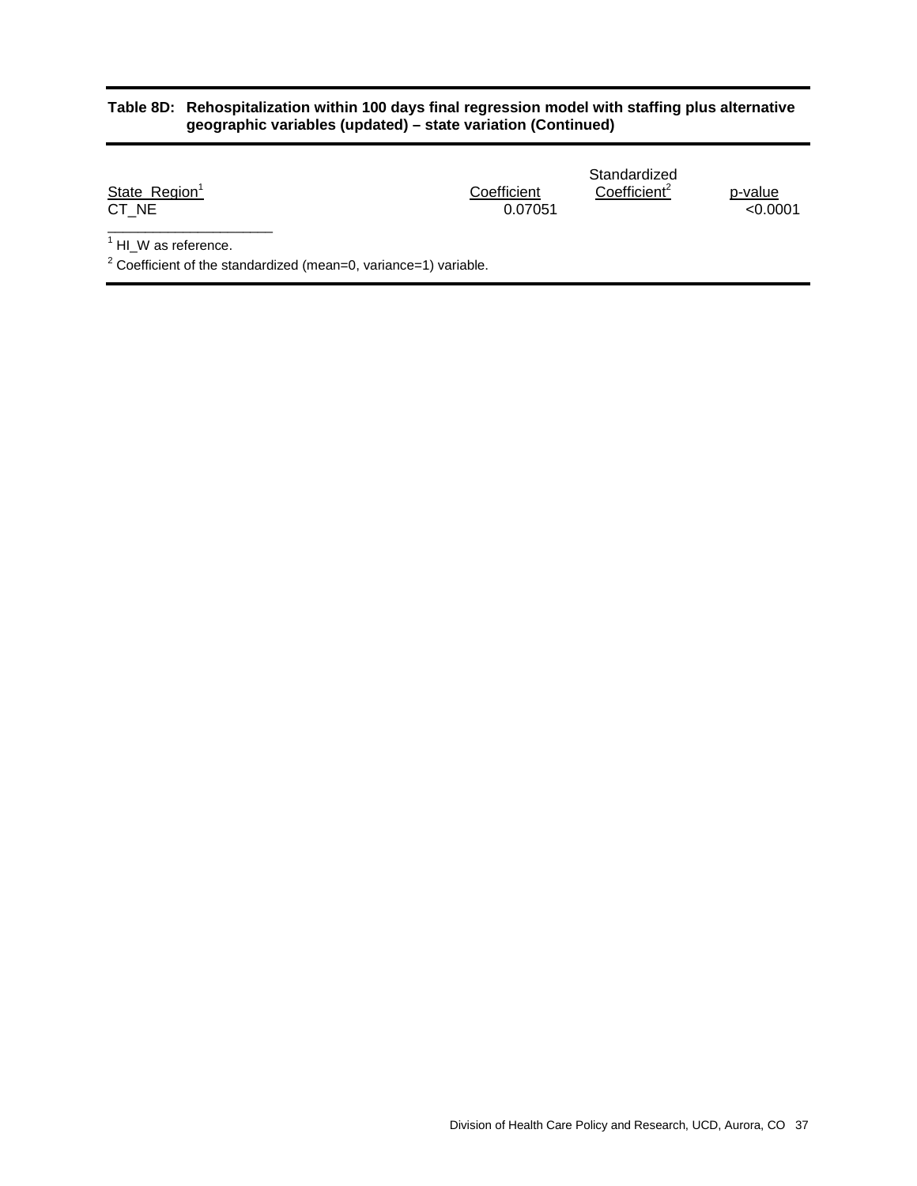**Table 8D: Rehospitalization within 100 days final regression model with staffing plus alternative geographic variables (updated) – state variation (Continued)**

| State_Region[1] | Coefficient | Standardized Coefficient[2] | p-value |
|---|---|---|---|
| CT_NE | 0.07051 | | <0.0001 |

[1] HI_W as reference.

[2] Coefficient of the standardized (mean=0, variance=1) variable.